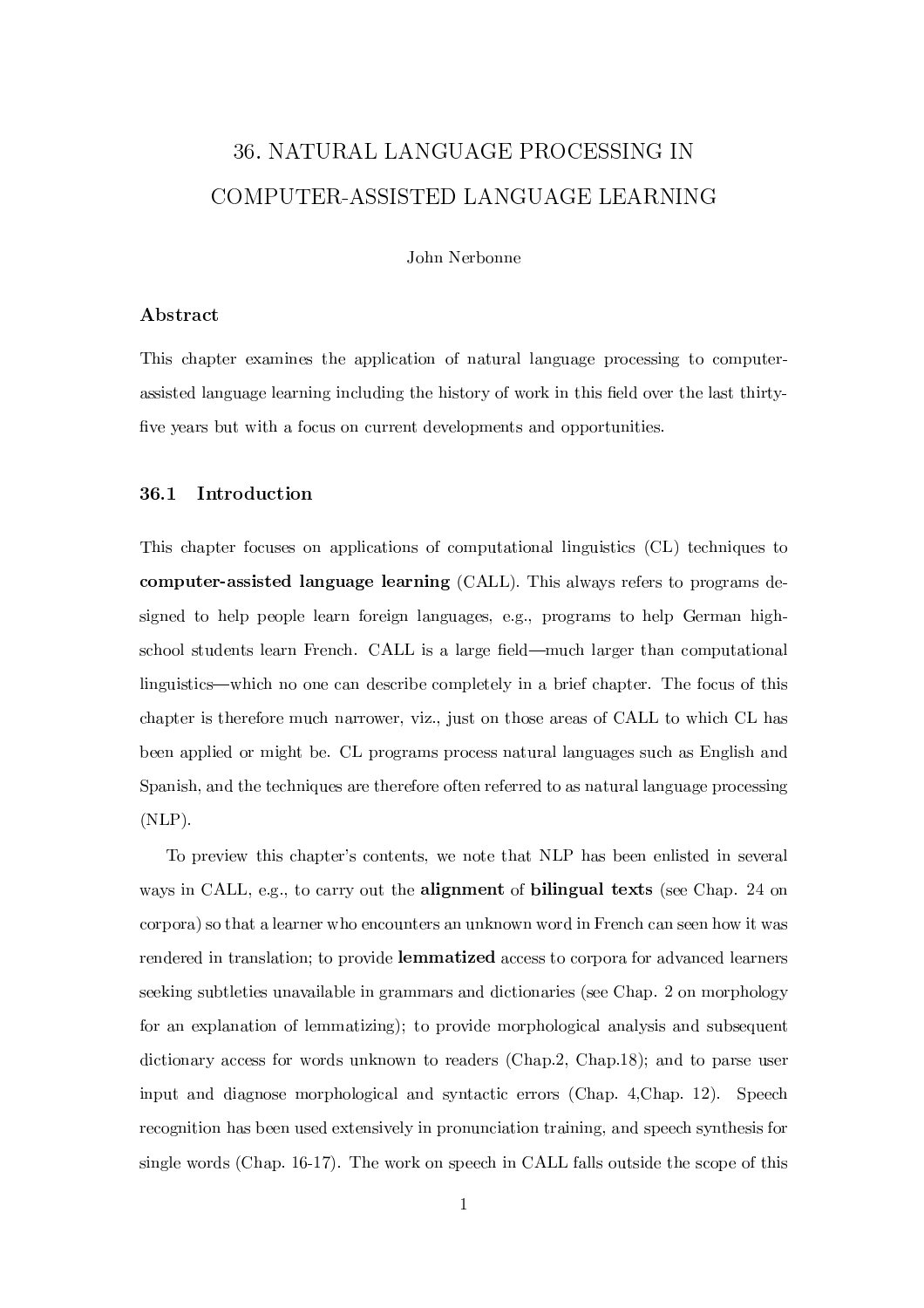# 36. NATURAL LANGUAGE PROCESSING IN COMPUTER-ASSISTED LANGUAGE LEARNING

John Nerbonne

### Abstract

This chapter examines the application of natural language processing to computer-assisted language learning including the history of work in this field over the last thirty-five years but with a focus on current developments and opportunities.

## 36.1 Introduction

This chapter focuses on applications of computational linguistics (CL) techniques to **computer-assisted language learning** (CALL). This always refers to programs designed to help people learn foreign languages, e.g., programs to help German high-school students learn French. CALL is a large field—much larger than computational linguistics—which no one can describe completely in a brief chapter. The focus of this chapter is therefore much narrower, viz., just on those areas of CALL to which CL has been applied or might be. CL programs process natural languages such as English and Spanish, and the techniques are therefore often referred to as natural language processing (NLP).

To preview this chapter's contents, we note that NLP has been enlisted in several ways in CALL, e.g., to carry out the **alignment** of **bilingual texts** (see Chap. 24 on corpora) so that a learner who encounters an unknown word in French can seen how it was rendered in translation; to provide **lemmatized** access to corpora for advanced learners seeking subtleties unavailable in grammars and dictionaries (see Chap. 2 on morphology for an explanation of lemmatizing); to provide morphological analysis and subsequent dictionary access for words unknown to readers (Chap.2, Chap.18); and to parse user input and diagnose morphological and syntactic errors (Chap. 4,Chap. 12). Speech recognition has been used extensively in pronunciation training, and speech synthesis for single words (Chap. 16-17). The work on speech in CALL falls outside the scope of this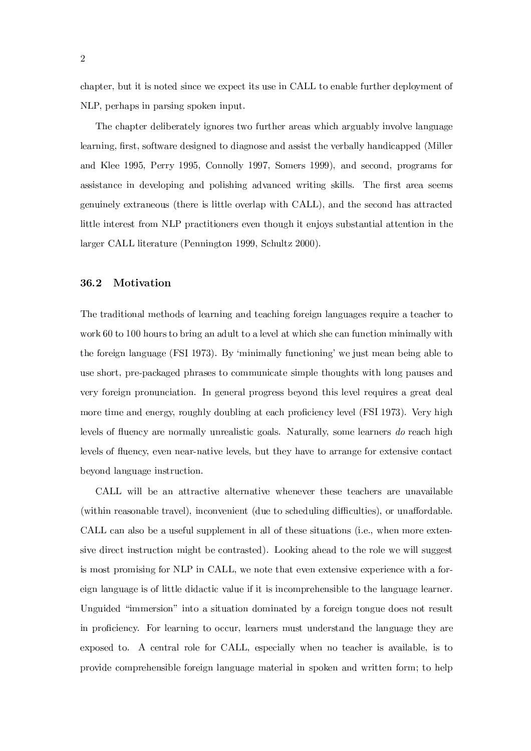chapter, but it is noted since we expect its use in CALL to enable further deployment of NLP, perhaps in parsing spoken input.

The chapter deliberately ignores two further areas which arguably involve language learning, first, software designed to diagnose and assist the verbally handicapped (Miller and Klee 1995, Perry 1995, Connolly 1997, Somers 1999), and second, programs for assistance in developing and polishing advanced writing skills. The first area seems genuinely extraneous (there is little overlap with CALL), and the second has attracted little interest from NLP practitioners even though it enjoys substantial attention in the larger CALL literature (Pennington 1999, Schultz 2000).

## 36.2 Motivation

The traditional methods of learning and teaching foreign languages require a teacher to work 60 to 100 hours to bring an adult to a level at which she can function minimally with the foreign language (FSI 1973). By 'minimally functioning' we just mean being able to use short, pre-packaged phrases to communicate simple thoughts with long pauses and very foreign pronunciation. In general progress beyond this level requires a great deal more time and energy, roughly doubling at each proficiency level (FSI 1973). Very high levels of fluency are normally unrealistic goals. Naturally, some learners *do* reach high levels of fluency, even near-native levels, but they have to arrange for extensive contact beyond language instruction.

CALL will be an attractive alternative whenever these teachers are unavailable (within reasonable travel), inconvenient (due to scheduling difficulties), or unaffordable. CALL can also be a useful supplement in all of these situations (i.e., when more extensive direct instruction might be contrasted). Looking ahead to the role we will suggest is most promising for NLP in CALL, we note that even extensive experience with a foreign language is of little didactic value if it is incomprehensible to the language learner. Unguided "immersion" into a situation dominated by a foreign tongue does not result in proficiency. For learning to occur, learners must understand the language they are exposed to. A central role for CALL, especially when no teacher is available, is to provide comprehensible foreign language material in spoken and written form; to help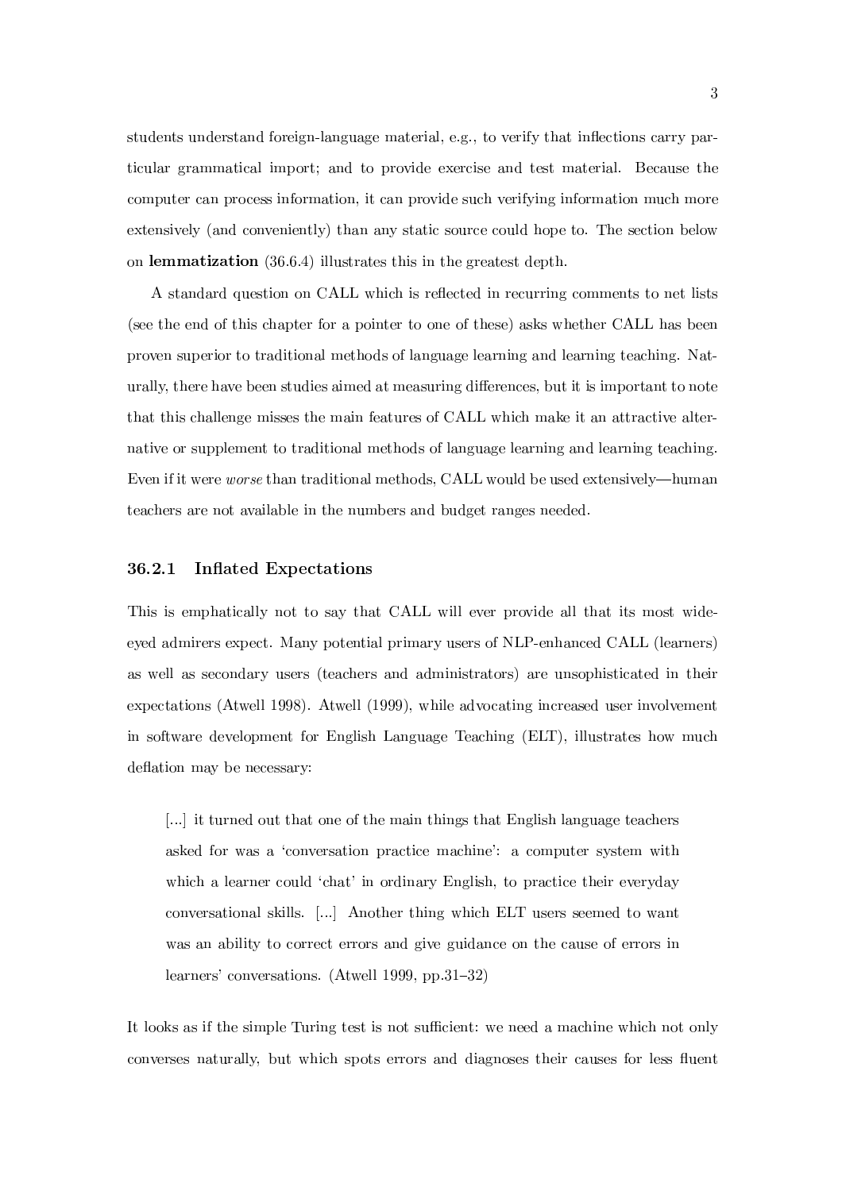students understand foreign-language material, e.g., to verify that inflections carry particular grammatical import; and to provide exercise and test material. Because the computer can process information, it can provide such verifying information much more extensively (and conveniently) than any static source could hope to. The section below on **lemmatization** (36.6.4) illustrates this in the greatest depth.

A standard question on CALL which is reflected in recurring comments to net lists (see the end of this chapter for a pointer to one of these) asks whether CALL has been proven superior to traditional methods of language learning and learning teaching. Naturally, there have been studies aimed at measuring differences, but it is important to note that this challenge misses the main features of CALL which make it an attractive alternative or supplement to traditional methods of language learning and learning teaching. Even if it were *worse* than traditional methods, CALL would be used extensively—human teachers are not available in the numbers and budget ranges needed.

### 36.2.1 Inflated Expectations

This is emphatically not to say that CALL will ever provide all that its most wide-eyed admirers expect. Many potential primary users of NLP-enhanced CALL (learners) as well as secondary users (teachers and administrators) are unsophisticated in their expectations (Atwell 1998). Atwell (1999), while advocating increased user involvement in software development for English Language Teaching (ELT), illustrates how much deflation may be necessary:

> [...] it turned out that one of the main things that English language teachers asked for was a 'conversation practice machine': a computer system with which a learner could 'chat' in ordinary English, to practice their everyday conversational skills. [...] Another thing which ELT users seemed to want was an ability to correct errors and give guidance on the cause of errors in learners' conversations. (Atwell 1999, pp.31–32)

It looks as if the simple Turing test is not sufficient: we need a machine which not only converses naturally, but which spots errors and diagnoses their causes for less fluent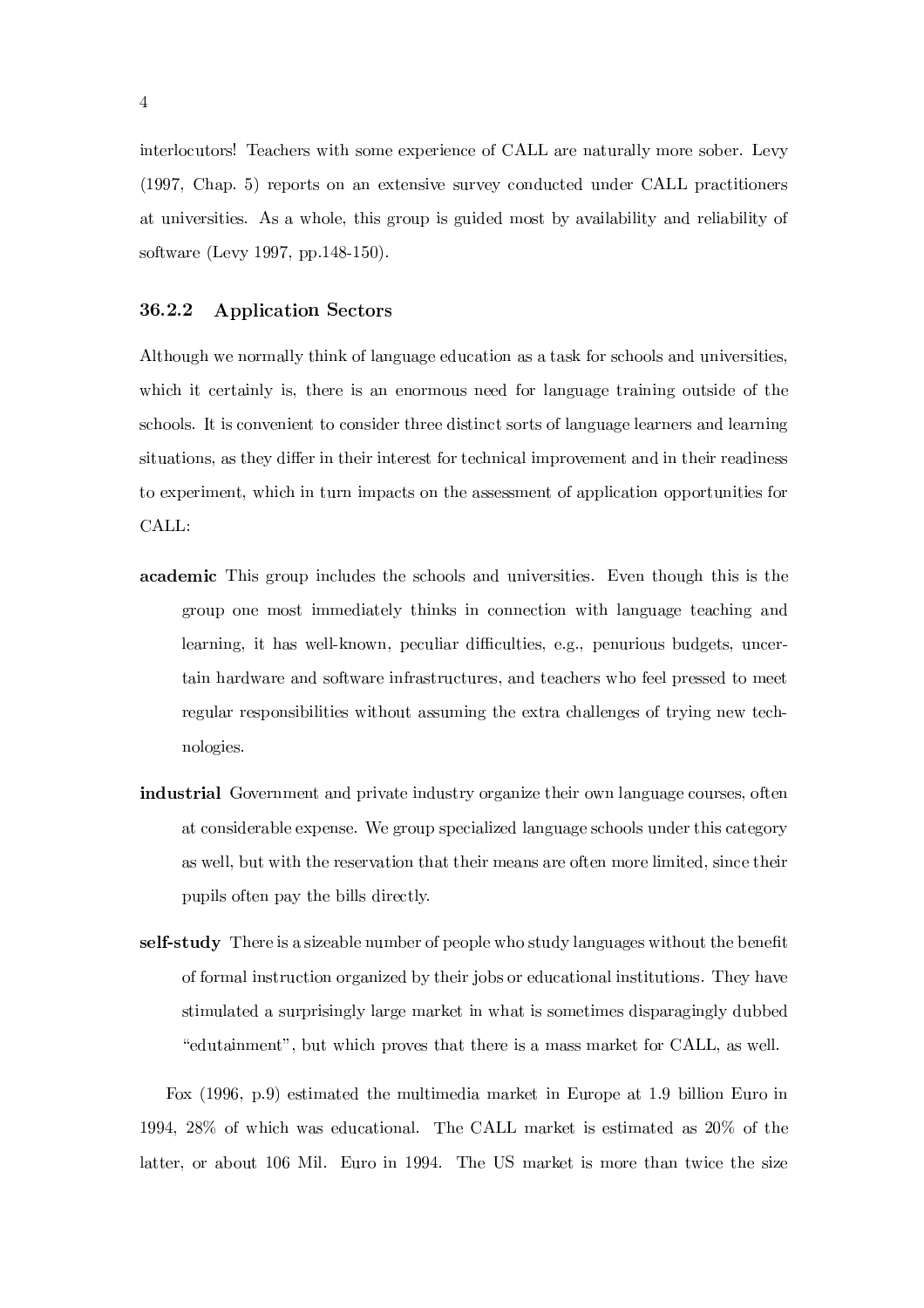interlocutors! Teachers with some experience of CALL are naturally more sober. Levy (1997, Chap. 5) reports on an extensive survey conducted under CALL practitioners at universities. As a whole, this group is guided most by availability and reliability of software (Levy 1997, pp.148-150).

### 36.2.2 Application Sectors

Although we normally think of language education as a task for schools and universities, which it certainly is, there is an enormous need for language training outside of the schools. It is convenient to consider three distinct sorts of language learners and learning situations, as they differ in their interest for technical improvement and in their readiness to experiment, which in turn impacts on the assessment of application opportunities for CALL:

**academic** This group includes the schools and universities. Even though this is the group one most immediately thinks in connection with language teaching and learning, it has well-known, peculiar difficulties, e.g., penurious budgets, uncertain hardware and software infrastructures, and teachers who feel pressed to meet regular responsibilities without assuming the extra challenges of trying new technologies.

**industrial** Government and private industry organize their own language courses, often at considerable expense. We group specialized language schools under this category as well, but with the reservation that their means are often more limited, since their pupils often pay the bills directly.

**self-study** There is a sizeable number of people who study languages without the benefit of formal instruction organized by their jobs or educational institutions. They have stimulated a surprisingly large market in what is sometimes disparagingly dubbed "edutainment", but which proves that there is a mass market for CALL, as well.

Fox (1996, p.9) estimated the multimedia market in Europe at 1.9 billion Euro in 1994, 28% of which was educational. The CALL market is estimated as 20% of the latter, or about 106 Mil. Euro in 1994. The US market is more than twice the size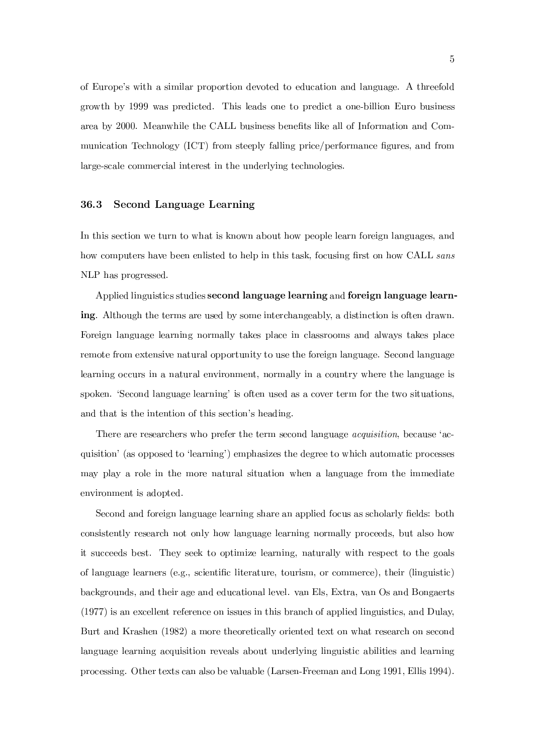of Europe's with a similar proportion devoted to education and language. A threefold growth by 1999 was predicted. This leads one to predict a one-billion Euro business area by 2000. Meanwhile the CALL business benefits like all of Information and Communication Technology (ICT) from steeply falling price/performance figures, and from large-scale commercial interest in the underlying technologies.

### 36.3 Second Language Learning

In this section we turn to what is known about how people learn foreign languages, and how computers have been enlisted to help in this task, focusing first on how CALL *sans* NLP has progressed.

Applied linguistics studies **second language learning** and **foreign language learning**. Although the terms are used by some interchangeably, a distinction is often drawn. Foreign language learning normally takes place in classrooms and always takes place remote from extensive natural opportunity to use the foreign language. Second language learning occurs in a natural environment, normally in a country where the language is spoken. 'Second language learning' is often used as a cover term for the two situations, and that is the intention of this section's heading.

There are researchers who prefer the term second language *acquisition*, because 'acquisition' (as opposed to 'learning') emphasizes the degree to which automatic processes may play a role in the more natural situation when a language from the immediate environment is adopted.

Second and foreign language learning share an applied focus as scholarly fields: both consistently research not only how language learning normally proceeds, but also how it succeeds best. They seek to optimize learning, naturally with respect to the goals of language learners (e.g., scientific literature, tourism, or commerce), their (linguistic) backgrounds, and their age and educational level. van Els, Extra, van Os and Bongaerts (1977) is an excellent reference on issues in this branch of applied linguistics, and Dulay, Burt and Krashen (1982) a more theoretically oriented text on what research on second language learning acquisition reveals about underlying linguistic abilities and learning processing. Other texts can also be valuable (Larsen-Freeman and Long 1991, Ellis 1994).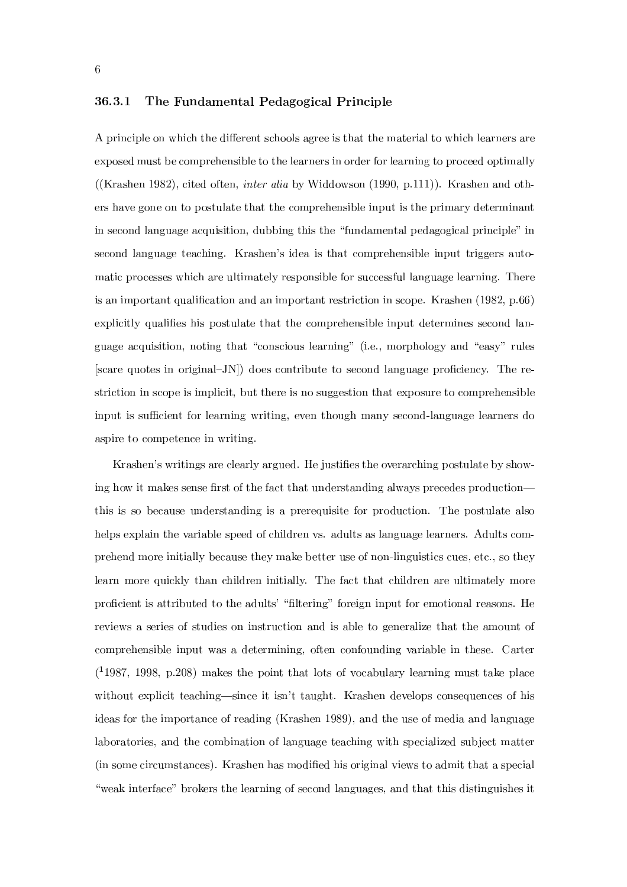### 36.3.1 The Fundamental Pedagogical Principle

A principle on which the different schools agree is that the material to which learners are exposed must be comprehensible to the learners in order for learning to proceed optimally ((Krashen 1982), cited often, *inter alia* by Widdowson (1990, p.111)). Krashen and others have gone on to postulate that the comprehensible input is the primary determinant in second language acquisition, dubbing this the "fundamental pedagogical principle" in second language teaching. Krashen's idea is that comprehensible input triggers automatic processes which are ultimately responsible for successful language learning. There is an important qualification and an important restriction in scope. Krashen (1982, p.66) explicitly qualifies his postulate that the comprehensible input determines second language acquisition, noting that "conscious learning" (i.e., morphology and "easy" rules [scare quotes in original–JN]) does contribute to second language proficiency. The restriction in scope is implicit, but there is no suggestion that exposure to comprehensible input is sufficient for learning writing, even though many second-language learners do aspire to competence in writing.

Krashen's writings are clearly argued. He justifies the overarching postulate by showing how it makes sense first of the fact that understanding always precedes production—this is so because understanding is a prerequisite for production. The postulate also helps explain the variable speed of children vs. adults as language learners. Adults comprehend more initially because they make better use of non-linguistics cues, etc., so they learn more quickly than children initially. The fact that children are ultimately more proficient is attributed to the adults' "filtering" foreign input for emotional reasons. He reviews a series of studies on instruction and is able to generalize that the amount of comprehensible input was a determining, often confounding variable in these. Carter ([1]1987, 1998, p.208) makes the point that lots of vocabulary learning must take place without explicit teaching—since it isn't taught. Krashen develops consequences of his ideas for the importance of reading (Krashen 1989), and the use of media and language laboratories, and the combination of language teaching with specialized subject matter (in some circumstances). Krashen has modified his original views to admit that a special "weak interface" brokers the learning of second languages, and that this distinguishes it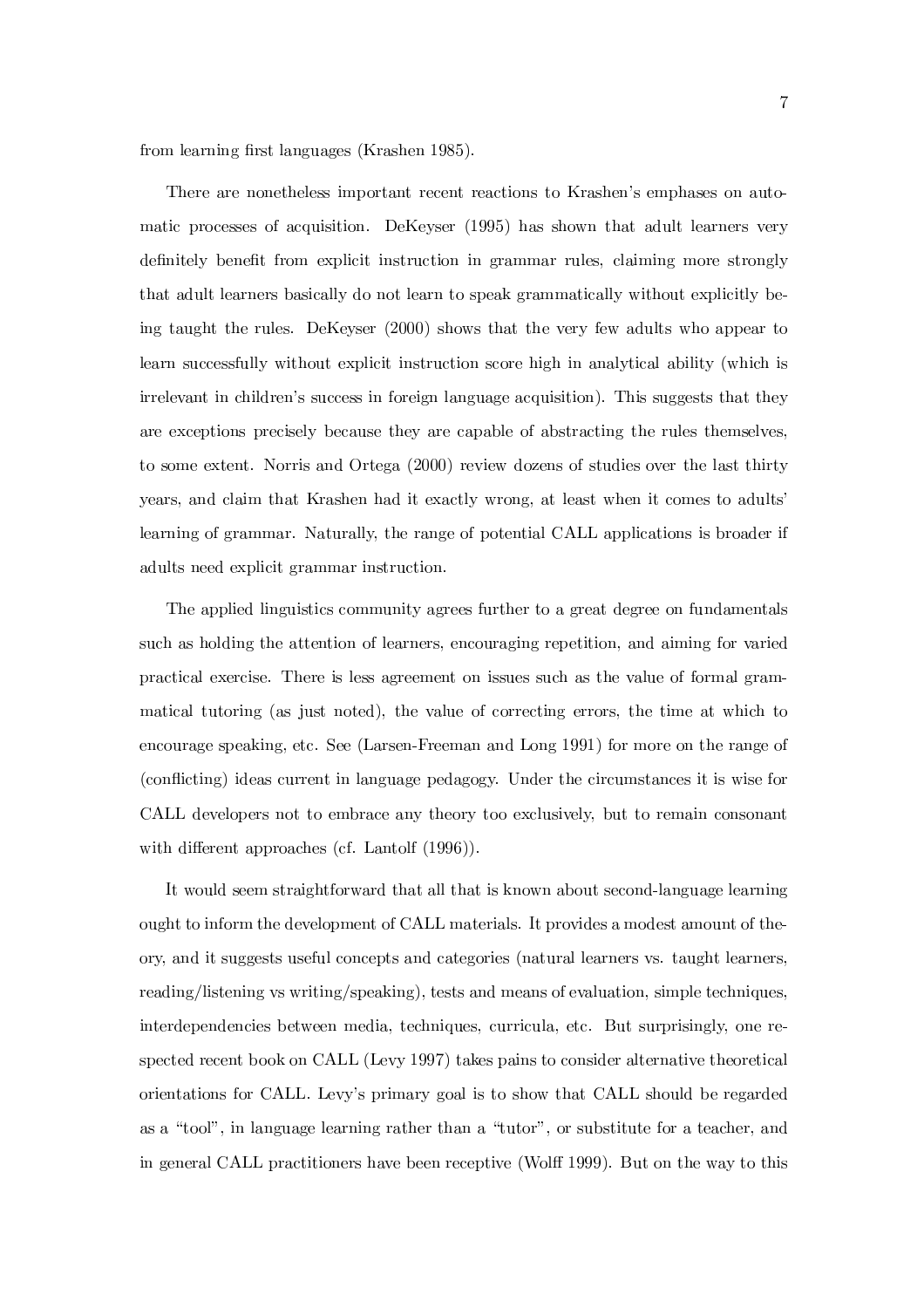from learning first languages (Krashen 1985).

There are nonetheless important recent reactions to Krashen's emphases on automatic processes of acquisition. DeKeyser (1995) has shown that adult learners very definitely benefit from explicit instruction in grammar rules, claiming more strongly that adult learners basically do not learn to speak grammatically without explicitly being taught the rules. DeKeyser (2000) shows that the very few adults who appear to learn successfully without explicit instruction score high in analytical ability (which is irrelevant in children's success in foreign language acquisition). This suggests that they are exceptions precisely because they are capable of abstracting the rules themselves, to some extent. Norris and Ortega (2000) review dozens of studies over the last thirty years, and claim that Krashen had it exactly wrong, at least when it comes to adults' learning of grammar. Naturally, the range of potential CALL applications is broader if adults need explicit grammar instruction.

The applied linguistics community agrees further to a great degree on fundamentals such as holding the attention of learners, encouraging repetition, and aiming for varied practical exercise. There is less agreement on issues such as the value of formal grammatical tutoring (as just noted), the value of correcting errors, the time at which to encourage speaking, etc. See (Larsen-Freeman and Long 1991) for more on the range of (conflicting) ideas current in language pedagogy. Under the circumstances it is wise for CALL developers not to embrace any theory too exclusively, but to remain consonant with different approaches (cf. Lantolf (1996)).

It would seem straightforward that all that is known about second-language learning ought to inform the development of CALL materials. It provides a modest amount of theory, and it suggests useful concepts and categories (natural learners vs. taught learners, reading/listening vs writing/speaking), tests and means of evaluation, simple techniques, interdependencies between media, techniques, curricula, etc. But surprisingly, one respected recent book on CALL (Levy 1997) takes pains to consider alternative theoretical orientations for CALL. Levy's primary goal is to show that CALL should be regarded as a "tool", in language learning rather than a "tutor", or substitute for a teacher, and in general CALL practitioners have been receptive (Wolff 1999). But on the way to this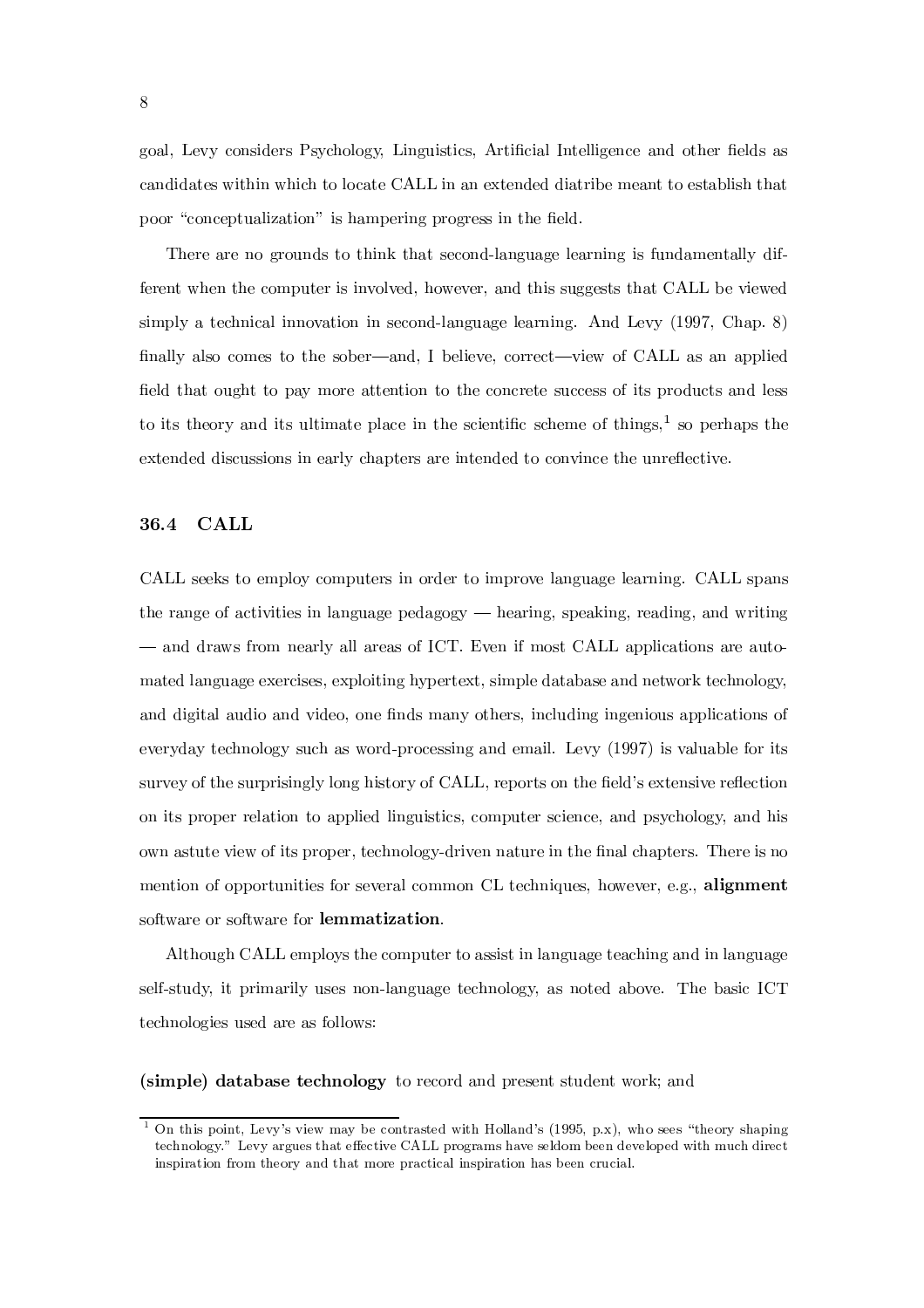goal, Levy considers Psychology, Linguistics, Artificial Intelligence and other fields as candidates within which to locate CALL in an extended diatribe meant to establish that poor "conceptualization" is hampering progress in the field.

There are no grounds to think that second-language learning is fundamentally different when the computer is involved, however, and this suggests that CALL be viewed simply a technical innovation in second-language learning. And Levy (1997, Chap. 8) finally also comes to the sober—and, I believe, correct—view of CALL as an applied field that ought to pay more attention to the concrete success of its products and less to its theory and its ultimate place in the scientific scheme of things,[1] so perhaps the extended discussions in early chapters are intended to convince the unreflective.

### 36.4 CALL

CALL seeks to employ computers in order to improve language learning. CALL spans the range of activities in language pedagogy — hearing, speaking, reading, and writing — and draws from nearly all areas of ICT. Even if most CALL applications are automated language exercises, exploiting hypertext, simple database and network technology, and digital audio and video, one finds many others, including ingenious applications of everyday technology such as word-processing and email. Levy (1997) is valuable for its survey of the surprisingly long history of CALL, reports on the field's extensive reflection on its proper relation to applied linguistics, computer science, and psychology, and his own astute view of its proper, technology-driven nature in the final chapters. There is no mention of opportunities for several common CL techniques, however, e.g., **alignment** software or software for **lemmatization**.

Although CALL employs the computer to assist in language teaching and in language self-study, it primarily uses non-language technology, as noted above. The basic ICT technologies used are as follows:

**(simple) database technology** to record and present student work; and

[1] On this point, Levy's view may be contrasted with Holland's (1995, p.x), who sees "theory shaping technology." Levy argues that effective CALL programs have seldom been developed with much direct inspiration from theory and that more practical inspiration has been crucial.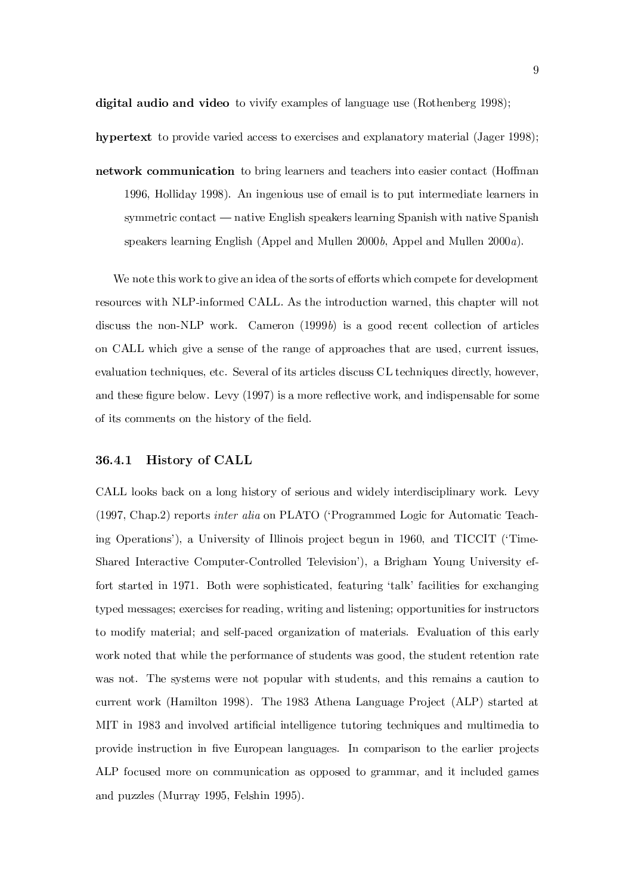**digital audio and video** to vivify examples of language use (Rothenberg 1998);

**hypertext** to provide varied access to exercises and explanatory material (Jager 1998);

**network communication** to bring learners and teachers into easier contact (Hoffman 1996, Holliday 1998). An ingenious use of email is to put intermediate learners in symmetric contact — native English speakers learning Spanish with native Spanish speakers learning English (Appel and Mullen 2000*b*, Appel and Mullen 2000*a*).

We note this work to give an idea of the sorts of efforts which compete for development resources with NLP-informed CALL. As the introduction warned, this chapter will not discuss the non-NLP work. Cameron (1999*b*) is a good recent collection of articles on CALL which give a sense of the range of approaches that are used, current issues, evaluation techniques, etc. Several of its articles discuss CL techniques directly, however, and these figure below. Levy (1997) is a more reflective work, and indispensable for some of its comments on the history of the field.

### 36.4.1 History of CALL

CALL looks back on a long history of serious and widely interdisciplinary work. Levy (1997, Chap.2) reports *inter alia* on PLATO ('Programmed Logic for Automatic Teaching Operations'), a University of Illinois project begun in 1960, and TICCIT ('Time-Shared Interactive Computer-Controlled Television'), a Brigham Young University effort started in 1971. Both were sophisticated, featuring 'talk' facilities for exchanging typed messages; exercises for reading, writing and listening; opportunities for instructors to modify material; and self-paced organization of materials. Evaluation of this early work noted that while the performance of students was good, the student retention rate was not. The systems were not popular with students, and this remains a caution to current work (Hamilton 1998). The 1983 Athena Language Project (ALP) started at MIT in 1983 and involved artificial intelligence tutoring techniques and multimedia to provide instruction in five European languages. In comparison to the earlier projects ALP focused more on communication as opposed to grammar, and it included games and puzzles (Murray 1995, Felshin 1995).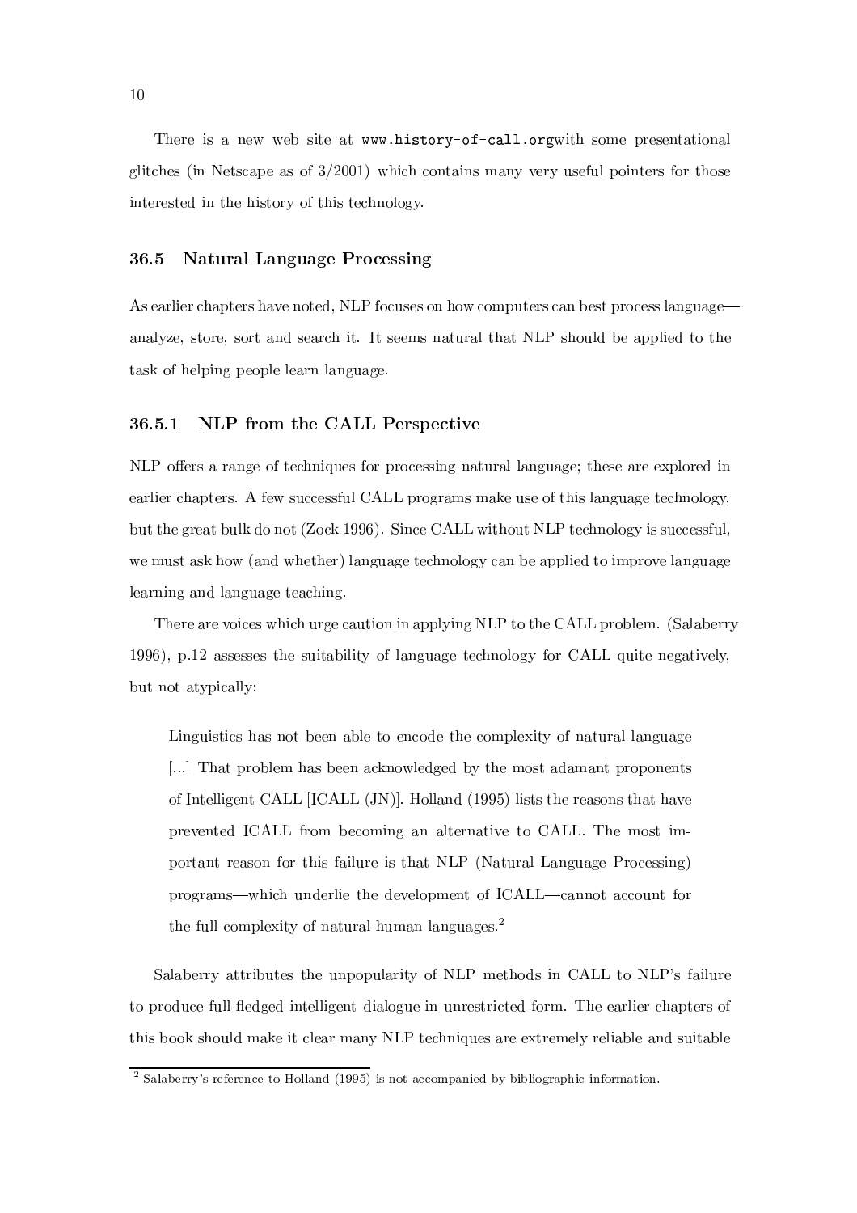There is a new web site at `www.history-of-call.org`with some presentational glitches (in Netscape as of 3/2001) which contains many very useful pointers for those interested in the history of this technology.

### 36.5 Natural Language Processing

As earlier chapters have noted, NLP focuses on how computers can best process language—analyze, store, sort and search it. It seems natural that NLP should be applied to the task of helping people learn language.

#### 36.5.1 NLP from the CALL Perspective

NLP offers a range of techniques for processing natural language; these are explored in earlier chapters. A few successful CALL programs make use of this language technology, but the great bulk do not (Zock 1996). Since CALL without NLP technology is successful, we must ask how (and whether) language technology can be applied to improve language learning and language teaching.

There are voices which urge caution in applying NLP to the CALL problem. (Salaberry 1996), p.12 assesses the suitability of language technology for CALL quite negatively, but not atypically:

> Linguistics has not been able to encode the complexity of natural language [...] That problem has been acknowledged by the most adamant proponents of Intelligent CALL [ICALL (JN)]. Holland (1995) lists the reasons that have prevented ICALL from becoming an alternative to CALL. The most important reason for this failure is that NLP (Natural Language Processing) programs—which underlie the development of ICALL—cannot account for the full complexity of natural human languages.[2]

Salaberry attributes the unpopularity of NLP methods in CALL to NLP's failure to produce full-fledged intelligent dialogue in unrestricted form. The earlier chapters of this book should make it clear many NLP techniques are extremely reliable and suitable

[2] Salaberry's reference to Holland (1995) is not accompanied by bibliographic information.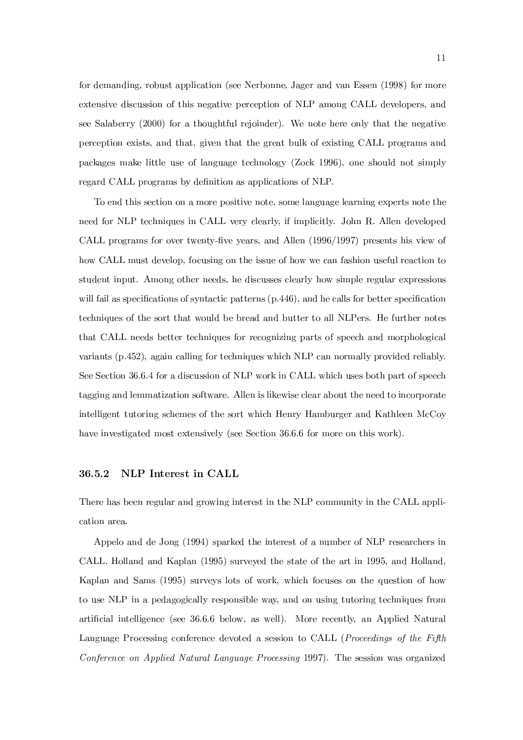for demanding, robust application (see Nerbonne, Jager and van Essen (1998) for more extensive discussion of this negative perception of NLP among CALL developers, and see Salaberry (2000) for a thoughtful rejoinder). We note here only that the negative perception exists, and that, given that the great bulk of existing CALL programs and packages make little use of language technology (Zock 1996), one should not simply regard CALL programs by definition as applications of NLP.

To end this section on a more positive note, some language learning experts note the need for NLP techniques in CALL very clearly, if implicitly. John R. Allen developed CALL programs for over twenty-five years, and Allen (1996/1997) presents his view of how CALL must develop, focusing on the issue of how we can fashion useful reaction to student input. Among other needs, he discusses clearly how simple regular expressions will fail as specifications of syntactic patterns (p.446), and he calls for better specification techniques of the sort that would be bread and butter to all NLPers. He further notes that CALL needs better techniques for recognizing parts of speech and morphological variants (p.452), again calling for techniques which NLP can normally provided reliably. See Section 36.6.4 for a discussion of NLP work in CALL which uses both part of speech tagging and lemmatization software. Allen is likewise clear about the need to incorporate intelligent tutoring schemes of the sort which Henry Hamburger and Kathleen McCoy have investigated most extensively (see Section 36.6.6 for more on this work).

### 36.5.2 NLP Interest in CALL

There has been regular and growing interest in the NLP community in the CALL application area.

Appelo and de Jong (1994) sparked the interest of a number of NLP researchers in CALL. Holland and Kaplan (1995) surveyed the state of the art in 1995, and Holland, Kaplan and Sams (1995) surveys lots of work, which focuses on the question of how to use NLP in a pedagogically responsible way, and on using tutoring techniques from artificial intelligence (see 36.6.6 below, as well). More recently, an Applied Natural Language Processing conference devoted a session to CALL (*Proceedings of the Fifth Conference on Applied Natural Language Processing* 1997). The session was organized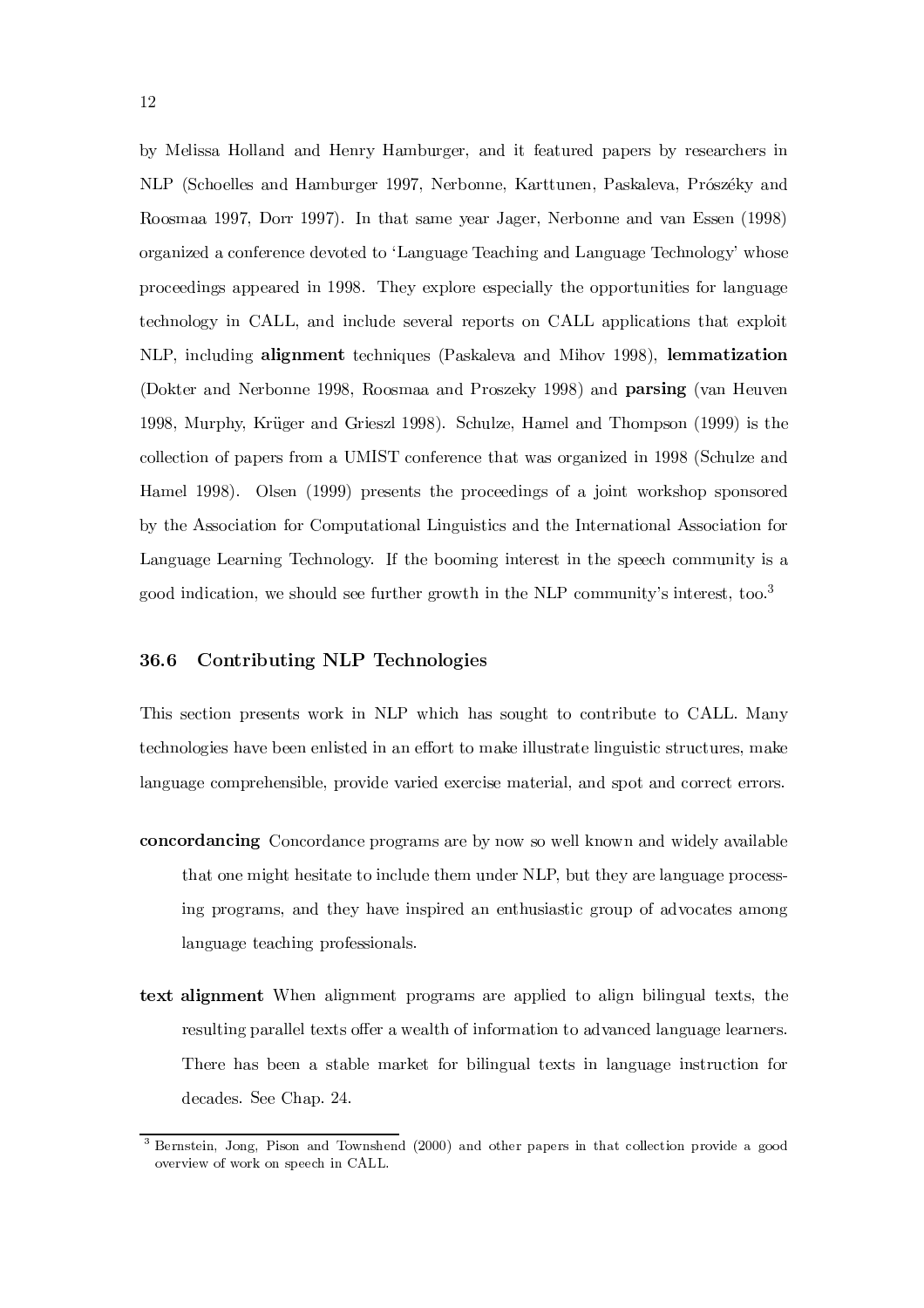by Melissa Holland and Henry Hamburger, and it featured papers by researchers in NLP (Schoelles and Hamburger 1997, Nerbonne, Karttunen, Paskaleva, Prószéky and Roosmaa 1997, Dorr 1997). In that same year Jager, Nerbonne and van Essen (1998) organized a conference devoted to 'Language Teaching and Language Technology' whose proceedings appeared in 1998. They explore especially the opportunities for language technology in CALL, and include several reports on CALL applications that exploit NLP, including **alignment** techniques (Paskaleva and Mihov 1998), **lemmatization** (Dokter and Nerbonne 1998, Roosmaa and Proszeky 1998) and **parsing** (van Heuven 1998, Murphy, Krüger and Grieszl 1998). Schulze, Hamel and Thompson (1999) is the collection of papers from a UMIST conference that was organized in 1998 (Schulze and Hamel 1998). Olsen (1999) presents the proceedings of a joint workshop sponsored by the Association for Computational Linguistics and the International Association for Language Learning Technology. If the booming interest in the speech community is a good indication, we should see further growth in the NLP community's interest, too.[3]

## 36.6 Contributing NLP Technologies

This section presents work in NLP which has sought to contribute to CALL. Many technologies have been enlisted in an effort to make illustrate linguistic structures, make language comprehensible, provide varied exercise material, and spot and correct errors.

**concordancing** Concordance programs are by now so well known and widely available that one might hesitate to include them under NLP, but they are language processing programs, and they have inspired an enthusiastic group of advocates among language teaching professionals.

**text alignment** When alignment programs are applied to align bilingual texts, the resulting parallel texts offer a wealth of information to advanced language learners. There has been a stable market for bilingual texts in language instruction for decades. See Chap. 24.

[3] Bernstein, Jong, Pison and Townshend (2000) and other papers in that collection provide a good overview of work on speech in CALL.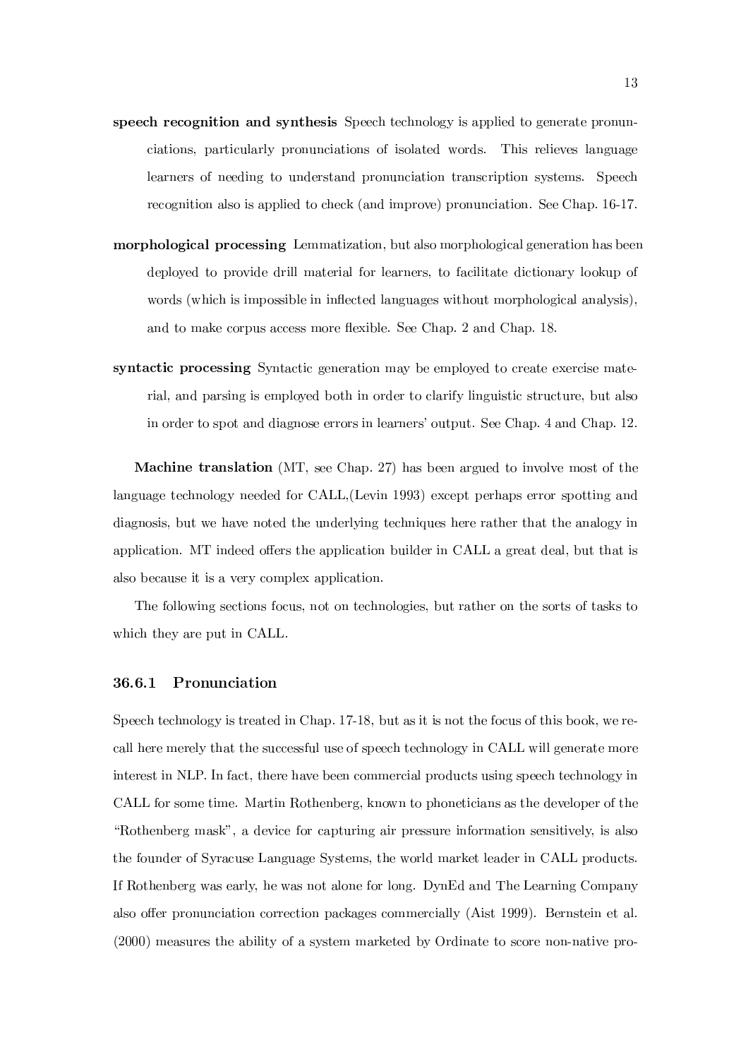**speech recognition and synthesis** Speech technology is applied to generate pronunciations, particularly pronunciations of isolated words. This relieves language learners of needing to understand pronunciation transcription systems. Speech recognition also is applied to check (and improve) pronunciation. See Chap. 16-17.

**morphological processing** Lemmatization, but also morphological generation has been deployed to provide drill material for learners, to facilitate dictionary lookup of words (which is impossible in inflected languages without morphological analysis), and to make corpus access more flexible. See Chap. 2 and Chap. 18.

**syntactic processing** Syntactic generation may be employed to create exercise material, and parsing is employed both in order to clarify linguistic structure, but also in order to spot and diagnose errors in learners' output. See Chap. 4 and Chap. 12.

**Machine translation** (MT, see Chap. 27) has been argued to involve most of the language technology needed for CALL,(Levin 1993) except perhaps error spotting and diagnosis, but we have noted the underlying techniques here rather that the analogy in application. MT indeed offers the application builder in CALL a great deal, but that is also because it is a very complex application.

The following sections focus, not on technologies, but rather on the sorts of tasks to which they are put in CALL.

### 36.6.1 Pronunciation

Speech technology is treated in Chap. 17-18, but as it is not the focus of this book, we recall here merely that the successful use of speech technology in CALL will generate more interest in NLP. In fact, there have been commercial products using speech technology in CALL for some time. Martin Rothenberg, known to phoneticians as the developer of the "Rothenberg mask", a device for capturing air pressure information sensitively, is also the founder of Syracuse Language Systems, the world market leader in CALL products. If Rothenberg was early, he was not alone for long. DynEd and The Learning Company also offer pronunciation correction packages commercially (Aist 1999). Bernstein et al. (2000) measures the ability of a system marketed by Ordinate to score non-native pro-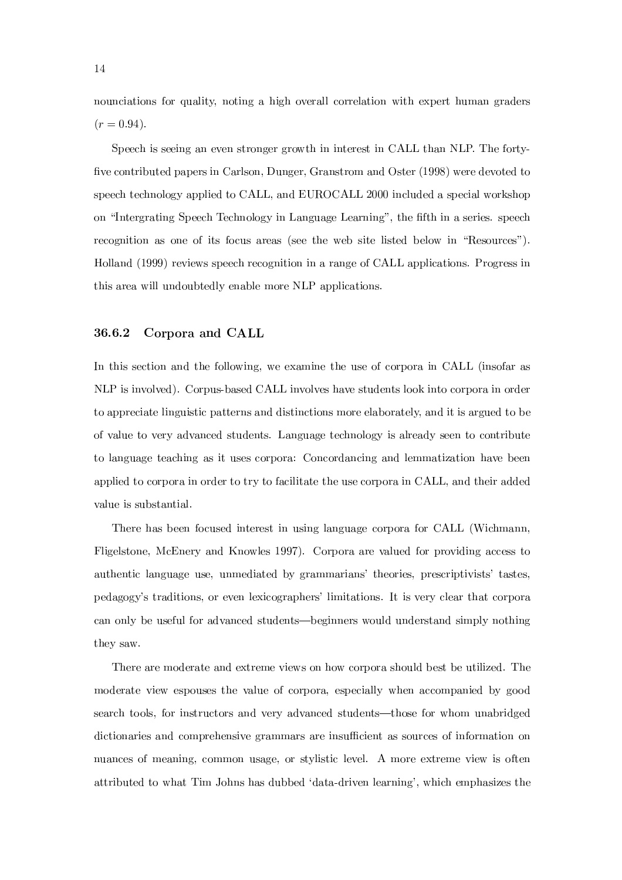nounciations for quality, noting a high overall correlation with expert human graders ($r = 0.94$).

Speech is seeing an even stronger growth in interest in CALL than NLP. The forty-five contributed papers in Carlson, Dunger, Granstrom and Oster (1998) were devoted to speech technology applied to CALL, and EUROCALL 2000 included a special workshop on "Intergrating Speech Technology in Language Learning", the fifth in a series. speech recognition as one of its focus areas (see the web site listed below in "Resources"). Holland (1999) reviews speech recognition in a range of CALL applications. Progress in this area will undoubtedly enable more NLP applications.

### 36.6.2 Corpora and CALL

In this section and the following, we examine the use of corpora in CALL (insofar as NLP is involved). Corpus-based CALL involves have students look into corpora in order to appreciate linguistic patterns and distinctions more elaborately, and it is argued to be of value to very advanced students. Language technology is already seen to contribute to language teaching as it uses corpora: Concordancing and lemmatization have been applied to corpora in order to try to facilitate the use corpora in CALL, and their added value is substantial.

There has been focused interest in using language corpora for CALL (Wichmann, Fligelstone, McEnery and Knowles 1997). Corpora are valued for providing access to authentic language use, unmediated by grammarians' theories, prescriptivists' tastes, pedagogy's traditions, or even lexicographers' limitations. It is very clear that corpora can only be useful for advanced students—beginners would understand simply nothing they saw.

There are moderate and extreme views on how corpora should best be utilized. The moderate view espouses the value of corpora, especially when accompanied by good search tools, for instructors and very advanced students—those for whom unabridged dictionaries and comprehensive grammars are insufficient as sources of information on nuances of meaning, common usage, or stylistic level. A more extreme view is often attributed to what Tim Johns has dubbed 'data-driven learning', which emphasizes the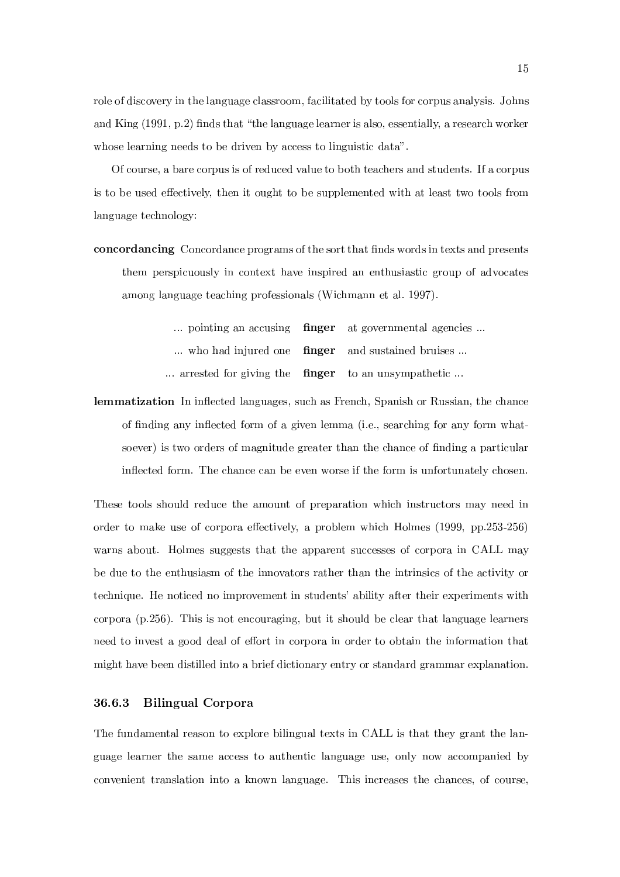role of discovery in the language classroom, facilitated by tools for corpus analysis. Johns and King (1991, p.2) finds that "the language learner is also, essentially, a research worker whose learning needs to be driven by access to linguistic data".

Of course, a bare corpus is of reduced value to both teachers and students. If a corpus is to be used effectively, then it ought to be supplemented with at least two tools from language technology:

**concordancing** Concordance programs of the sort that finds words in texts and presents them perspicuously in context have inspired an enthusiastic group of advocates among language teaching professionals (Wichmann et al. 1997).

| | | |
|---:|:---:|:---|
| ... pointing an accusing | **finger** | at governmental agencies ... |
| ... who had injured one | **finger** | and sustained bruises ... |
| ... arrested for giving the | **finger** | to an unsympathetic ... |

**lemmatization** In inflected languages, such as French, Spanish or Russian, the chance of finding any inflected form of a given lemma (i.e., searching for any form whatsoever) is two orders of magnitude greater than the chance of finding a particular inflected form. The chance can be even worse if the form is unfortunately chosen.

These tools should reduce the amount of preparation which instructors may need in order to make use of corpora effectively, a problem which Holmes (1999, pp.253-256) warns about. Holmes suggests that the apparent successes of corpora in CALL may be due to the enthusiasm of the innovators rather than the intrinsics of the activity or technique. He noticed no improvement in students' ability after their experiments with corpora (p.256). This is not encouraging, but it should be clear that language learners need to invest a good deal of effort in corpora in order to obtain the information that might have been distilled into a brief dictionary entry or standard grammar explanation.

### 36.6.3 Bilingual Corpora

The fundamental reason to explore bilingual texts in CALL is that they grant the language learner the same access to authentic language use, only now accompanied by convenient translation into a known language. This increases the chances, of course,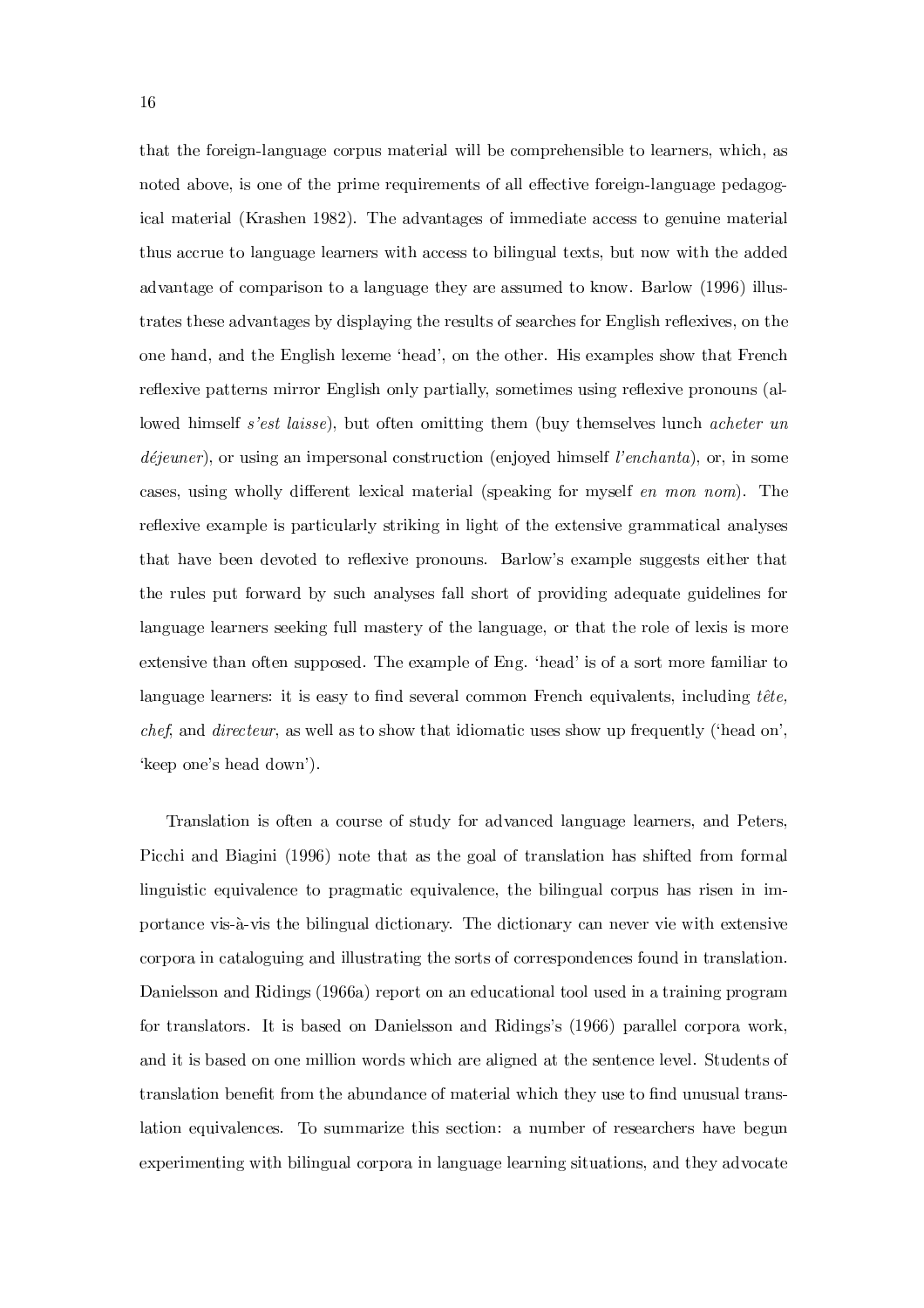that the foreign-language corpus material will be comprehensible to learners, which, as noted above, is one of the prime requirements of all effective foreign-language pedagogical material (Krashen 1982). The advantages of immediate access to genuine material thus accrue to language learners with access to bilingual texts, but now with the added advantage of comparison to a language they are assumed to know. Barlow (1996) illustrates these advantages by displaying the results of searches for English reflexives, on the one hand, and the English lexeme 'head', on the other. His examples show that French reflexive patterns mirror English only partially, sometimes using reflexive pronouns (allowed himself *s'est laisse*), but often omitting them (buy themselves lunch *acheter un déjeuner*), or using an impersonal construction (enjoyed himself *l'enchanta*), or, in some cases, using wholly different lexical material (speaking for myself *en mon nom*). The reflexive example is particularly striking in light of the extensive grammatical analyses that have been devoted to reflexive pronouns. Barlow's example suggests either that the rules put forward by such analyses fall short of providing adequate guidelines for language learners seeking full mastery of the language, or that the role of lexis is more extensive than often supposed. The example of Eng. 'head' is of a sort more familiar to language learners: it is easy to find several common French equivalents, including *tête, chef*, and *directeur*, as well as to show that idiomatic uses show up frequently ('head on', 'keep one's head down').

Translation is often a course of study for advanced language learners, and Peters, Picchi and Biagini (1996) note that as the goal of translation has shifted from formal linguistic equivalence to pragmatic equivalence, the bilingual corpus has risen in importance vis-à-vis the bilingual dictionary. The dictionary can never vie with extensive corpora in cataloguing and illustrating the sorts of correspondences found in translation. Danielsson and Ridings (1966a) report on an educational tool used in a training program for translators. It is based on Danielsson and Ridings's (1966) parallel corpora work, and it is based on one million words which are aligned at the sentence level. Students of translation benefit from the abundance of material which they use to find unusual translation equivalences. To summarize this section: a number of researchers have begun experimenting with bilingual corpora in language learning situations, and they advocate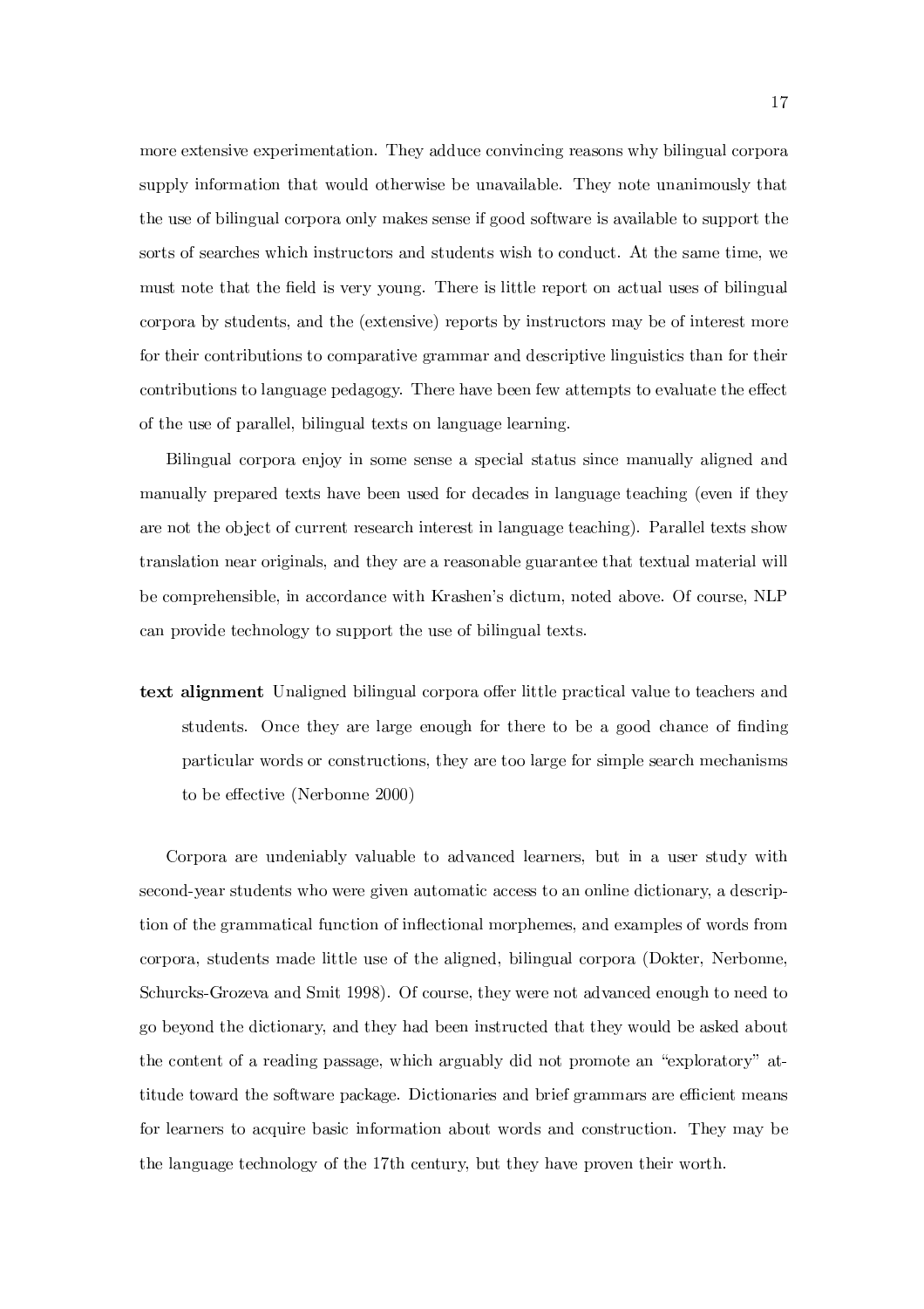more extensive experimentation. They adduce convincing reasons why bilingual corpora supply information that would otherwise be unavailable. They note unanimously that the use of bilingual corpora only makes sense if good software is available to support the sorts of searches which instructors and students wish to conduct. At the same time, we must note that the field is very young. There is little report on actual uses of bilingual corpora by students, and the (extensive) reports by instructors may be of interest more for their contributions to comparative grammar and descriptive linguistics than for their contributions to language pedagogy. There have been few attempts to evaluate the effect of the use of parallel, bilingual texts on language learning.

Bilingual corpora enjoy in some sense a special status since manually aligned and manually prepared texts have been used for decades in language teaching (even if they are not the object of current research interest in language teaching). Parallel texts show translation near originals, and they are a reasonable guarantee that textual material will be comprehensible, in accordance with Krashen's dictum, noted above. Of course, NLP can provide technology to support the use of bilingual texts.

**text alignment** Unaligned bilingual corpora offer little practical value to teachers and students. Once they are large enough for there to be a good chance of finding particular words or constructions, they are too large for simple search mechanisms to be effective (Nerbonne 2000)

Corpora are undeniably valuable to advanced learners, but in a user study with second-year students who were given automatic access to an online dictionary, a description of the grammatical function of inflectional morphemes, and examples of words from corpora, students made little use of the aligned, bilingual corpora (Dokter, Nerbonne, Schurcks-Grozeva and Smit 1998). Of course, they were not advanced enough to need to go beyond the dictionary, and they had been instructed that they would be asked about the content of a reading passage, which arguably did not promote an "exploratory" attitude toward the software package. Dictionaries and brief grammars are efficient means for learners to acquire basic information about words and construction. They may be the language technology of the 17th century, but they have proven their worth.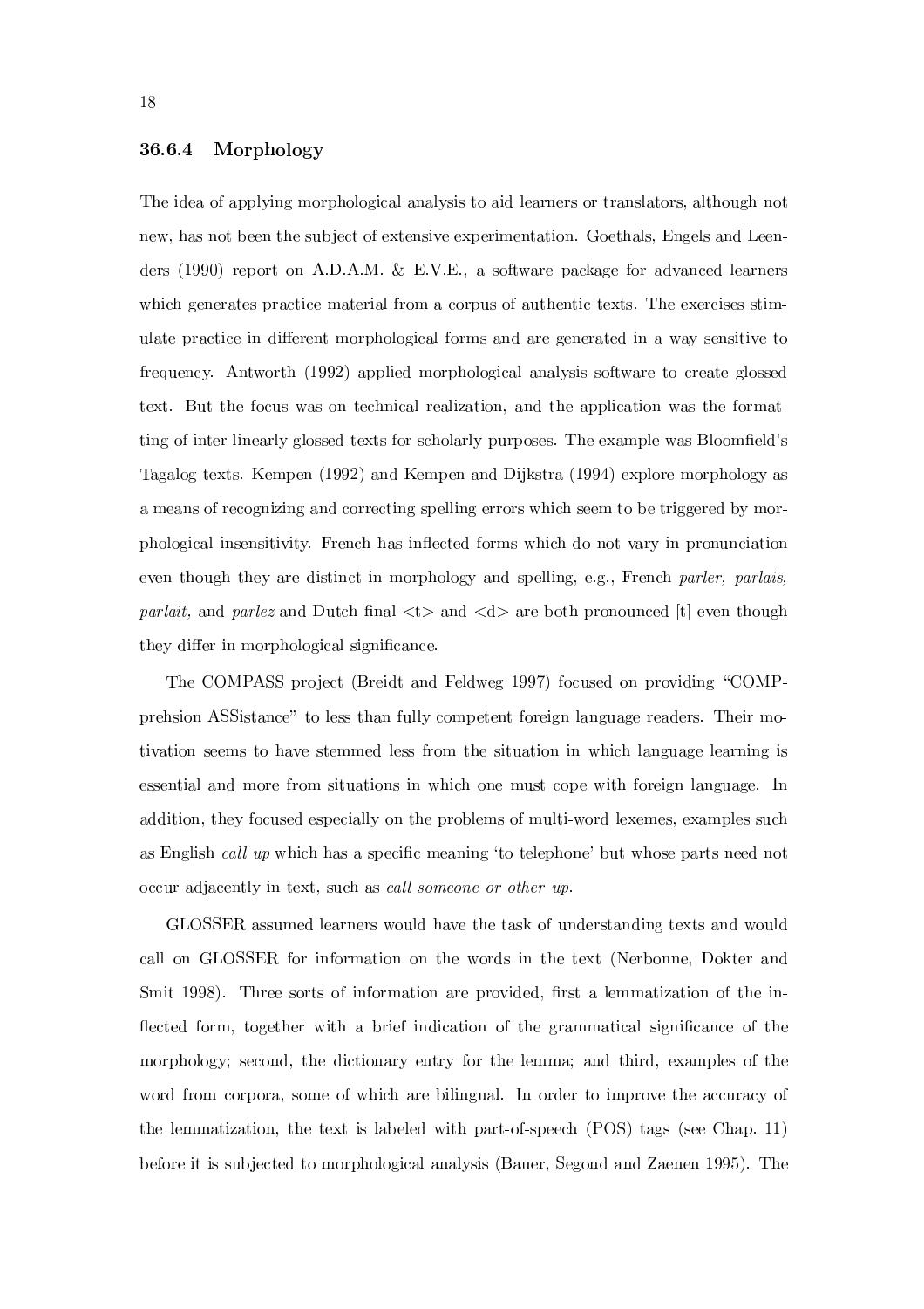### 36.6.4 Morphology

The idea of applying morphological analysis to aid learners or translators, although not new, has not been the subject of extensive experimentation. Goethals, Engels and Leenders (1990) report on A.D.A.M. & E.V.E., a software package for advanced learners which generates practice material from a corpus of authentic texts. The exercises stimulate practice in different morphological forms and are generated in a way sensitive to frequency. Antworth (1992) applied morphological analysis software to create glossed text. But the focus was on technical realization, and the application was the formatting of inter-linearly glossed texts for scholarly purposes. The example was Bloomfield's Tagalog texts. Kempen (1992) and Kempen and Dijkstra (1994) explore morphology as a means of recognizing and correcting spelling errors which seem to be triggered by morphological insensitivity. French has inflected forms which do not vary in pronunciation even though they are distinct in morphology and spelling, e.g., French *parler, parlais, parlait,* and *parlez* and Dutch final <t> and <d> are both pronounced [t] even though they differ in morphological significance.

The COMPASS project (Breidt and Feldweg 1997) focused on providing "COMPprehsion ASSistance" to less than fully competent foreign language readers. Their motivation seems to have stemmed less from the situation in which language learning is essential and more from situations in which one must cope with foreign language. In addition, they focused especially on the problems of multi-word lexemes, examples such as English *call up* which has a specific meaning 'to telephone' but whose parts need not occur adjacently in text, such as *call someone or other up*.

GLOSSER assumed learners would have the task of understanding texts and would call on GLOSSER for information on the words in the text (Nerbonne, Dokter and Smit 1998). Three sorts of information are provided, first a lemmatization of the inflected form, together with a brief indication of the grammatical significance of the morphology; second, the dictionary entry for the lemma; and third, examples of the word from corpora, some of which are bilingual. In order to improve the accuracy of the lemmatization, the text is labeled with part-of-speech (POS) tags (see Chap. 11) before it is subjected to morphological analysis (Bauer, Segond and Zaenen 1995). The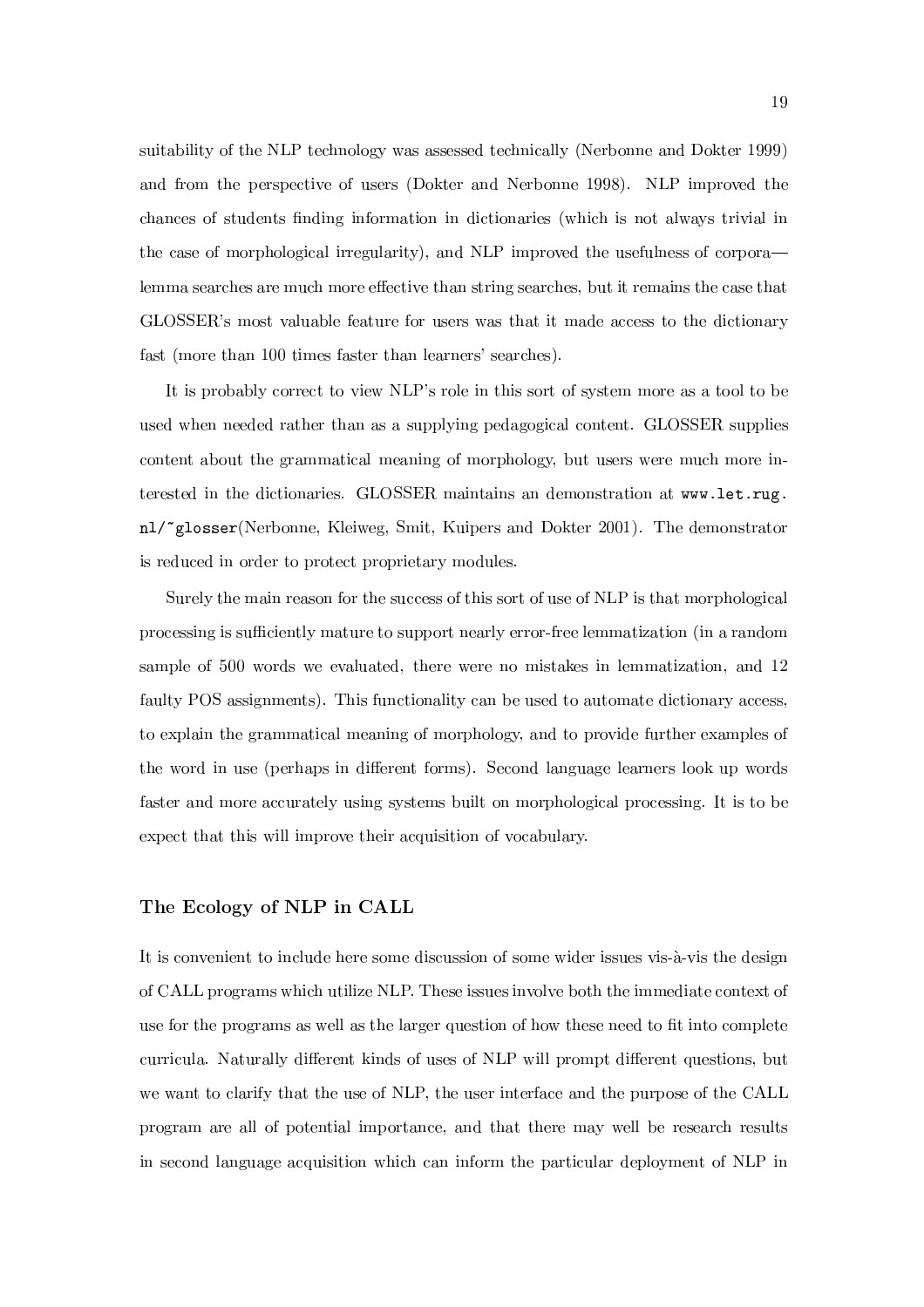suitability of the NLP technology was assessed technically (Nerbonne and Dokter 1999) and from the perspective of users (Dokter and Nerbonne 1998). NLP improved the chances of students finding information in dictionaries (which is not always trivial in the case of morphological irregularity), and NLP improved the usefulness of corpora—lemma searches are much more effective than string searches, but it remains the case that GLOSSER's most valuable feature for users was that it made access to the dictionary fast (more than 100 times faster than learners' searches).

It is probably correct to view NLP's role in this sort of system more as a tool to be used when needed rather than as a supplying pedagogical content. GLOSSER supplies content about the grammatical meaning of morphology, but users were much more interested in the dictionaries. GLOSSER maintains an demonstration at `www.let.rug.nl/~glosser`(Nerbonne, Kleiweg, Smit, Kuipers and Dokter 2001). The demonstrator is reduced in order to protect proprietary modules.

Surely the main reason for the success of this sort of use of NLP is that morphological processing is sufficiently mature to support nearly error-free lemmatization (in a random sample of 500 words we evaluated, there were no mistakes in lemmatization, and 12 faulty POS assignments). This functionality can be used to automate dictionary access, to explain the grammatical meaning of morphology, and to provide further examples of the word in use (perhaps in different forms). Second language learners look up words faster and more accurately using systems built on morphological processing. It is to be expect that this will improve their acquisition of vocabulary.

## The Ecology of NLP in CALL

It is convenient to include here some discussion of some wider issues vis-à-vis the design of CALL programs which utilize NLP. These issues involve both the immediate context of use for the programs as well as the larger question of how these need to fit into complete curricula. Naturally different kinds of uses of NLP will prompt different questions, but we want to clarify that the use of NLP, the user interface and the purpose of the CALL program are all of potential importance, and that there may well be research results in second language acquisition which can inform the particular deployment of NLP in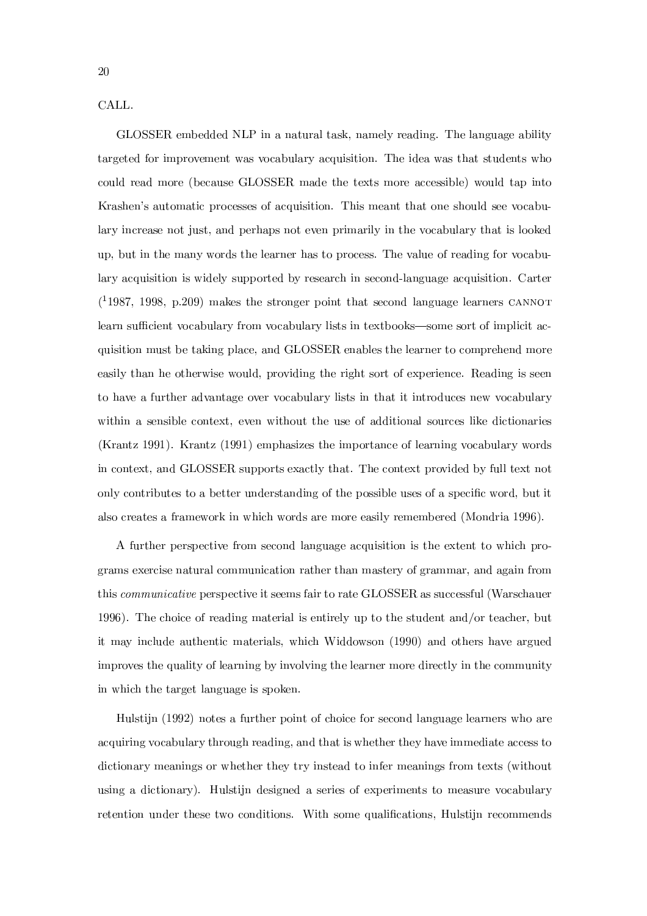CALL.

GLOSSER embedded NLP in a natural task, namely reading. The language ability targeted for improvement was vocabulary acquisition. The idea was that students who could read more (because GLOSSER made the texts more accessible) would tap into Krashen's automatic processes of acquisition. This meant that one should see vocabulary increase not just, and perhaps not even primarily in the vocabulary that is looked up, but in the many words the learner has to process. The value of reading for vocabulary acquisition is widely supported by research in second-language acquisition. Carter ([1]1987, 1998, p.209) makes the stronger point that second language learners CANNOT learn sufficient vocabulary from vocabulary lists in textbooks—some sort of implicit acquisition must be taking place, and GLOSSER enables the learner to comprehend more easily than he otherwise would, providing the right sort of experience. Reading is seen to have a further advantage over vocabulary lists in that it introduces new vocabulary within a sensible context, even without the use of additional sources like dictionaries (Krantz 1991). Krantz (1991) emphasizes the importance of learning vocabulary words in context, and GLOSSER supports exactly that. The context provided by full text not only contributes to a better understanding of the possible uses of a specific word, but it also creates a framework in which words are more easily remembered (Mondria 1996).

A further perspective from second language acquisition is the extent to which programs exercise natural communication rather than mastery of grammar, and again from this *communicative* perspective it seems fair to rate GLOSSER as successful (Warschauer 1996). The choice of reading material is entirely up to the student and/or teacher, but it may include authentic materials, which Widdowson (1990) and others have argued improves the quality of learning by involving the learner more directly in the community in which the target language is spoken.

Hulstijn (1992) notes a further point of choice for second language learners who are acquiring vocabulary through reading, and that is whether they have immediate access to dictionary meanings or whether they try instead to infer meanings from texts (without using a dictionary). Hulstijn designed a series of experiments to measure vocabulary retention under these two conditions. With some qualifications, Hulstijn recommends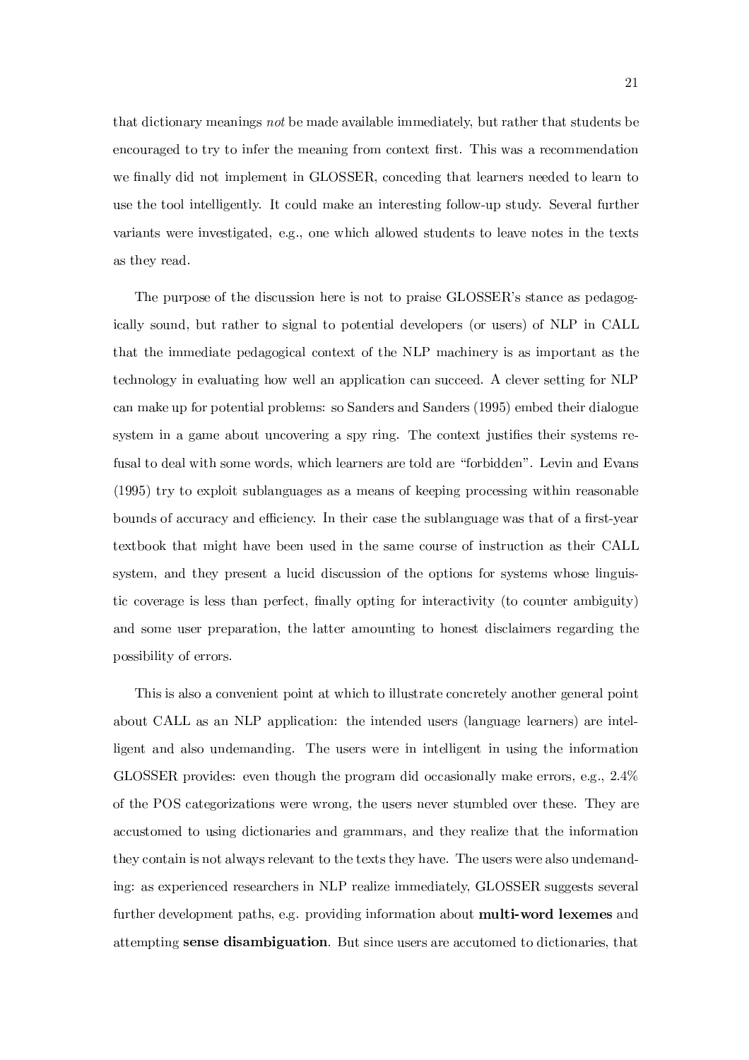that dictionary meanings *not* be made available immediately, but rather that students be encouraged to try to infer the meaning from context first. This was a recommendation we finally did not implement in GLOSSER, conceding that learners needed to learn to use the tool intelligently. It could make an interesting follow-up study. Several further variants were investigated, e.g., one which allowed students to leave notes in the texts as they read.

The purpose of the discussion here is not to praise GLOSSER's stance as pedagogically sound, but rather to signal to potential developers (or users) of NLP in CALL that the immediate pedagogical context of the NLP machinery is as important as the technology in evaluating how well an application can succeed. A clever setting for NLP can make up for potential problems: so Sanders and Sanders (1995) embed their dialogue system in a game about uncovering a spy ring. The context justifies their systems refusal to deal with some words, which learners are told are "forbidden". Levin and Evans (1995) try to exploit sublanguages as a means of keeping processing within reasonable bounds of accuracy and efficiency. In their case the sublanguage was that of a first-year textbook that might have been used in the same course of instruction as their CALL system, and they present a lucid discussion of the options for systems whose linguistic coverage is less than perfect, finally opting for interactivity (to counter ambiguity) and some user preparation, the latter amounting to honest disclaimers regarding the possibility of errors.

This is also a convenient point at which to illustrate concretely another general point about CALL as an NLP application: the intended users (language learners) are intelligent and also undemanding. The users were in intelligent in using the information GLOSSER provides: even though the program did occasionally make errors, e.g., 2.4% of the POS categorizations were wrong, the users never stumbled over these. They are accustomed to using dictionaries and grammars, and they realize that the information they contain is not always relevant to the texts they have. The users were also undemanding: as experienced researchers in NLP realize immediately, GLOSSER suggests several further development paths, e.g. providing information about **multi-word lexemes** and attempting **sense disambiguation**. But since users are accutomed to dictionaries, that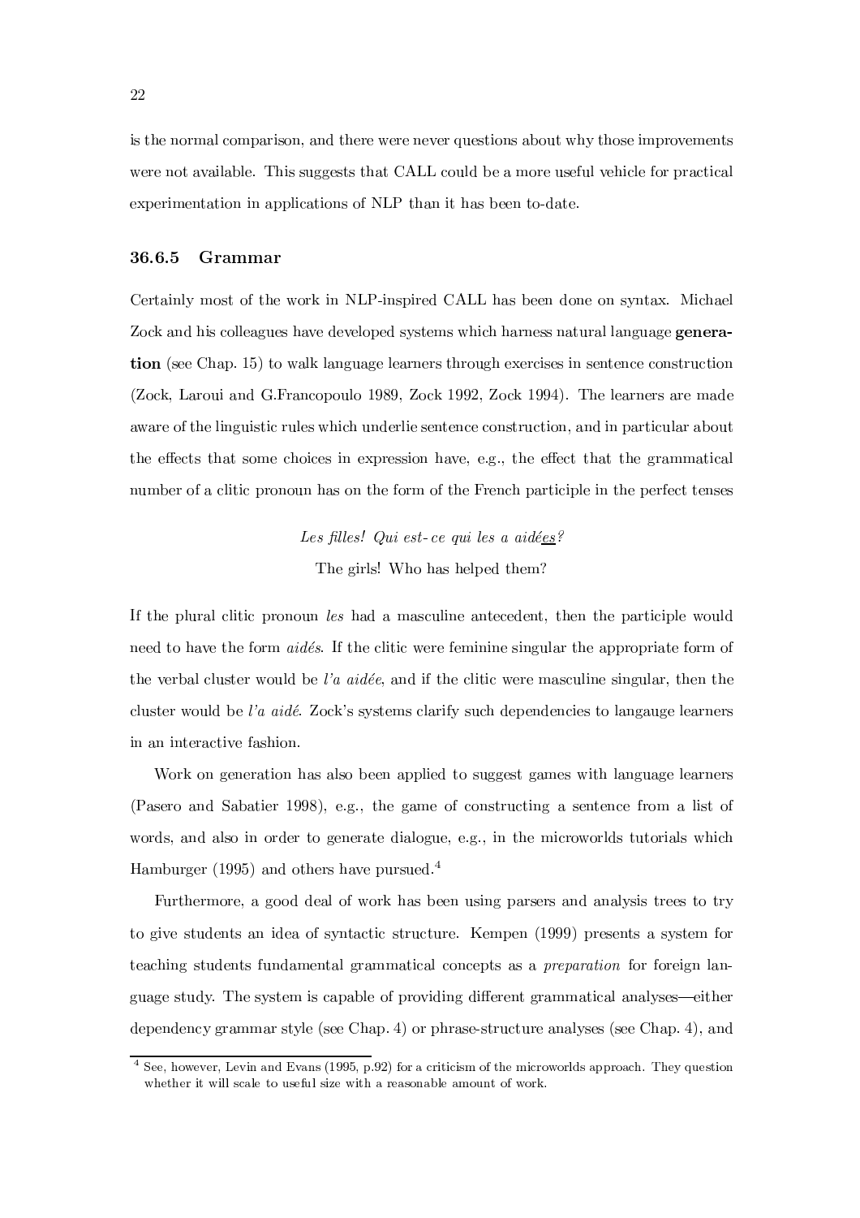is the normal comparison, and there were never questions about why those improvements were not available. This suggests that CALL could be a more useful vehicle for practical experimentation in applications of NLP than it has been to-date.

### 36.6.5 Grammar

Certainly most of the work in NLP-inspired CALL has been done on syntax. Michael Zock and his colleagues have developed systems which harness natural language **generation** (see Chap. 15) to walk language learners through exercises in sentence construction (Zock, Laroui and G.Francopoulo 1989, Zock 1992, Zock 1994). The learners are made aware of the linguistic rules which underlie sentence construction, and in particular about the effects that some choices in expression have, e.g., the effect that the grammatical number of a clitic pronoun has on the form of the French participle in the perfect tenses

*Les filles! Qui est-ce qui les a aidé<u>es</u>?*

The girls! Who has helped them?

If the plural clitic pronoun *les* had a masculine antecedent, then the participle would need to have the form *aidés*. If the clitic were feminine singular the appropriate form of the verbal cluster would be *l'a aidée*, and if the clitic were masculine singular, then the cluster would be *l'a aidé*. Zock's systems clarify such dependencies to langauge learners in an interactive fashion.

Work on generation has also been applied to suggest games with language learners (Pasero and Sabatier 1998), e.g., the game of constructing a sentence from a list of words, and also in order to generate dialogue, e.g., in the microworlds tutorials which Hamburger (1995) and others have pursued.[4]

Furthermore, a good deal of work has been using parsers and analysis trees to try to give students an idea of syntactic structure. Kempen (1999) presents a system for teaching students fundamental grammatical concepts as a *preparation* for foreign language study. The system is capable of providing different grammatical analyses—either dependency grammar style (see Chap. 4) or phrase-structure analyses (see Chap. 4), and

[4] See, however, Levin and Evans (1995, p.92) for a criticism of the microworlds approach. They question whether it will scale to useful size with a reasonable amount of work.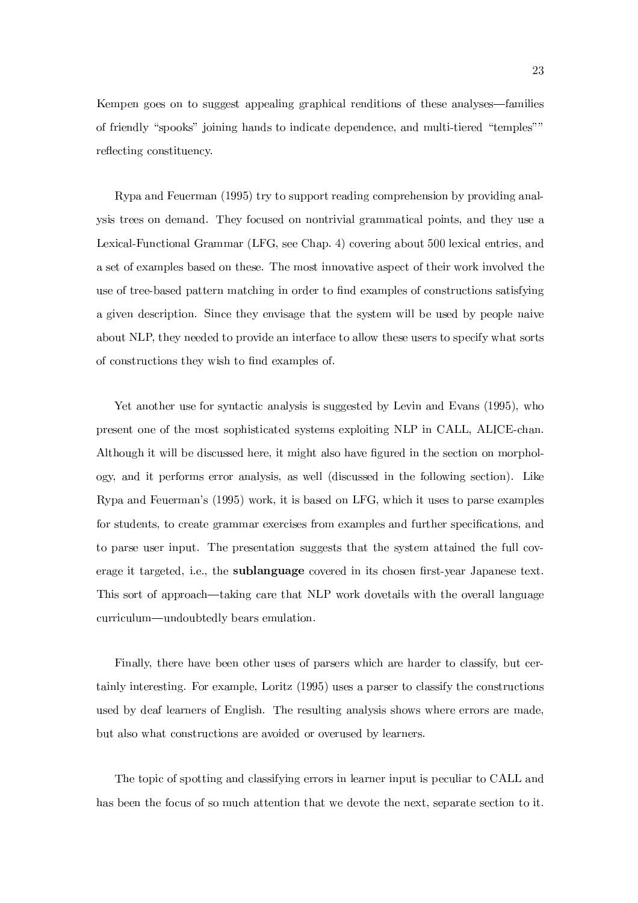Kempen goes on to suggest appealing graphical renditions of these analyses—families of friendly "spooks" joining hands to indicate dependence, and multi-tiered "temples"" reflecting constituency.

Rypa and Feuerman (1995) try to support reading comprehension by providing analysis trees on demand. They focused on nontrivial grammatical points, and they use a Lexical-Functional Grammar (LFG, see Chap. 4) covering about 500 lexical entries, and a set of examples based on these. The most innovative aspect of their work involved the use of tree-based pattern matching in order to find examples of constructions satisfying a given description. Since they envisage that the system will be used by people naive about NLP, they needed to provide an interface to allow these users to specify what sorts of constructions they wish to find examples of.

Yet another use for syntactic analysis is suggested by Levin and Evans (1995), who present one of the most sophisticated systems exploiting NLP in CALL, ALICE-chan. Although it will be discussed here, it might also have figured in the section on morphology, and it performs error analysis, as well (discussed in the following section). Like Rypa and Feuerman's (1995) work, it is based on LFG, which it uses to parse examples for students, to create grammar exercises from examples and further specifications, and to parse user input. The presentation suggests that the system attained the full coverage it targeted, i.e., the **sublanguage** covered in its chosen first-year Japanese text. This sort of approach—taking care that NLP work dovetails with the overall language curriculum—undoubtedly bears emulation.

Finally, there have been other uses of parsers which are harder to classify, but certainly interesting. For example, Loritz (1995) uses a parser to classify the constructions used by deaf learners of English. The resulting analysis shows where errors are made, but also what constructions are avoided or overused by learners.

The topic of spotting and classifying errors in learner input is peculiar to CALL and has been the focus of so much attention that we devote the next, separate section to it.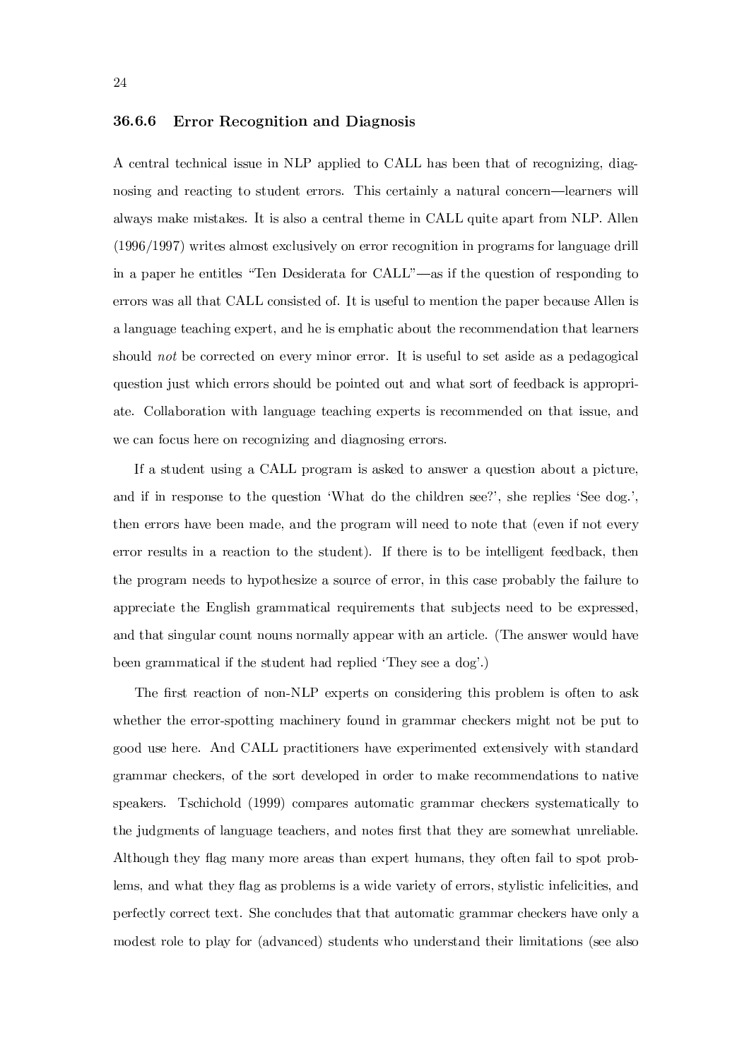### 36.6.6 Error Recognition and Diagnosis

A central technical issue in NLP applied to CALL has been that of recognizing, diagnosing and reacting to student errors. This certainly a natural concern—learners will always make mistakes. It is also a central theme in CALL quite apart from NLP. Allen (1996/1997) writes almost exclusively on error recognition in programs for language drill in a paper he entitles "Ten Desiderata for CALL"—as if the question of responding to errors was all that CALL consisted of. It is useful to mention the paper because Allen is a language teaching expert, and he is emphatic about the recommendation that learners should *not* be corrected on every minor error. It is useful to set aside as a pedagogical question just which errors should be pointed out and what sort of feedback is appropriate. Collaboration with language teaching experts is recommended on that issue, and we can focus here on recognizing and diagnosing errors.

If a student using a CALL program is asked to answer a question about a picture, and if in response to the question 'What do the children see?', she replies 'See dog.', then errors have been made, and the program will need to note that (even if not every error results in a reaction to the student). If there is to be intelligent feedback, then the program needs to hypothesize a source of error, in this case probably the failure to appreciate the English grammatical requirements that subjects need to be expressed, and that singular count nouns normally appear with an article. (The answer would have been grammatical if the student had replied 'They see a dog'.)

The first reaction of non-NLP experts on considering this problem is often to ask whether the error-spotting machinery found in grammar checkers might not be put to good use here. And CALL practitioners have experimented extensively with standard grammar checkers, of the sort developed in order to make recommendations to native speakers. Tschichold (1999) compares automatic grammar checkers systematically to the judgments of language teachers, and notes first that they are somewhat unreliable. Although they flag many more areas than expert humans, they often fail to spot problems, and what they flag as problems is a wide variety of errors, stylistic infelicities, and perfectly correct text. She concludes that that automatic grammar checkers have only a modest role to play for (advanced) students who understand their limitations (see also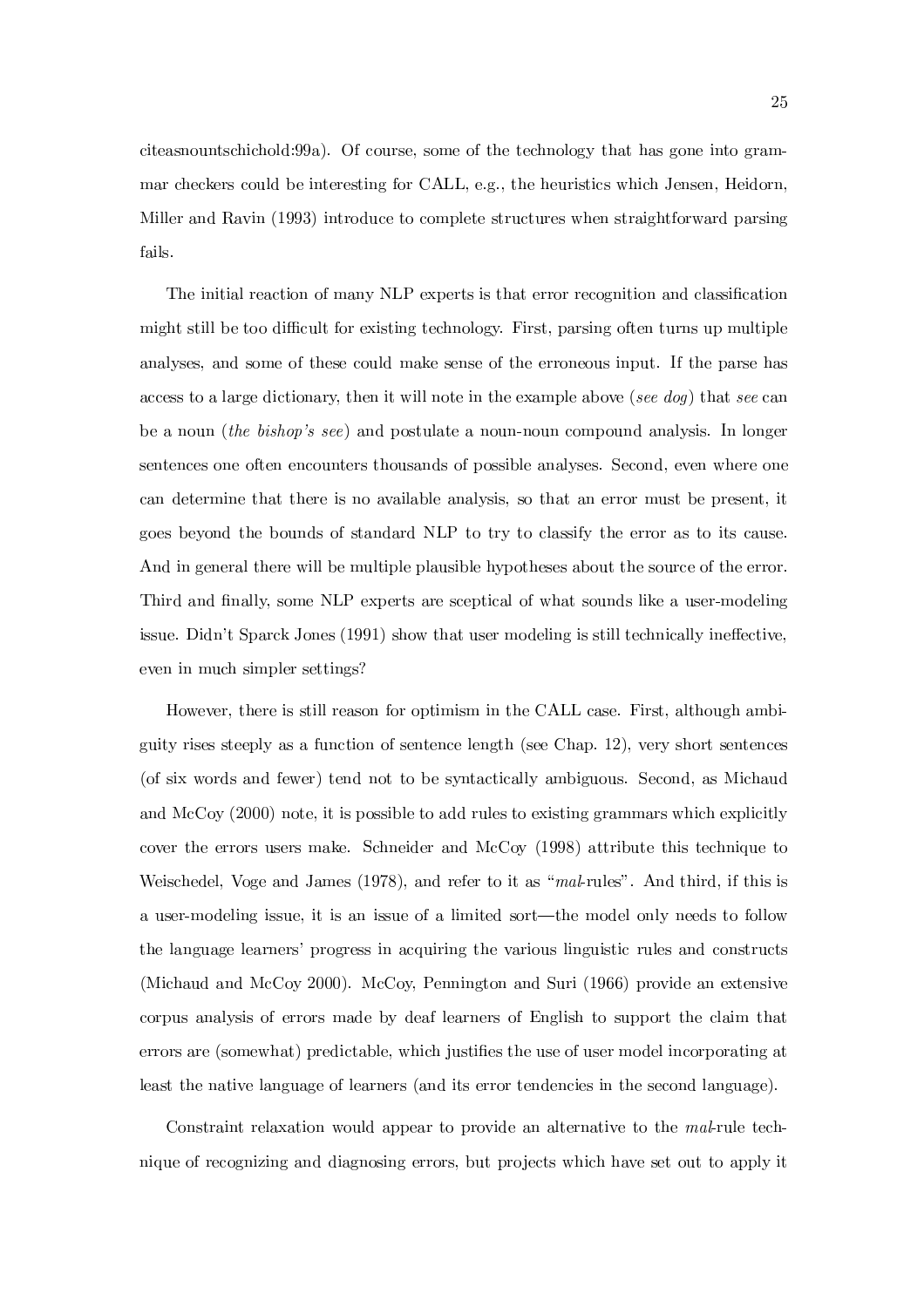citeasnountschichold:99a). Of course, some of the technology that has gone into grammar checkers could be interesting for CALL, e.g., the heuristics which Jensen, Heidorn, Miller and Ravin (1993) introduce to complete structures when straightforward parsing fails.

The initial reaction of many NLP experts is that error recognition and classification might still be too difficult for existing technology. First, parsing often turns up multiple analyses, and some of these could make sense of the erroneous input. If the parse has access to a large dictionary, then it will note in the example above (*see dog*) that *see* can be a noun (*the bishop's see*) and postulate a noun-noun compound analysis. In longer sentences one often encounters thousands of possible analyses. Second, even where one can determine that there is no available analysis, so that an error must be present, it goes beyond the bounds of standard NLP to try to classify the error as to its cause. And in general there will be multiple plausible hypotheses about the source of the error. Third and finally, some NLP experts are sceptical of what sounds like a user-modeling issue. Didn't Sparck Jones (1991) show that user modeling is still technically ineffective, even in much simpler settings?

However, there is still reason for optimism in the CALL case. First, although ambiguity rises steeply as a function of sentence length (see Chap. 12), very short sentences (of six words and fewer) tend not to be syntactically ambiguous. Second, as Michaud and McCoy (2000) note, it is possible to add rules to existing grammars which explicitly cover the errors users make. Schneider and McCoy (1998) attribute this technique to Weischedel, Voge and James (1978), and refer to it as "*mal*-rules". And third, if this is a user-modeling issue, it is an issue of a limited sort—the model only needs to follow the language learners' progress in acquiring the various linguistic rules and constructs (Michaud and McCoy 2000). McCoy, Pennington and Suri (1966) provide an extensive corpus analysis of errors made by deaf learners of English to support the claim that errors are (somewhat) predictable, which justifies the use of user model incorporating at least the native language of learners (and its error tendencies in the second language).

Constraint relaxation would appear to provide an alternative to the *mal*-rule technique of recognizing and diagnosing errors, but projects which have set out to apply it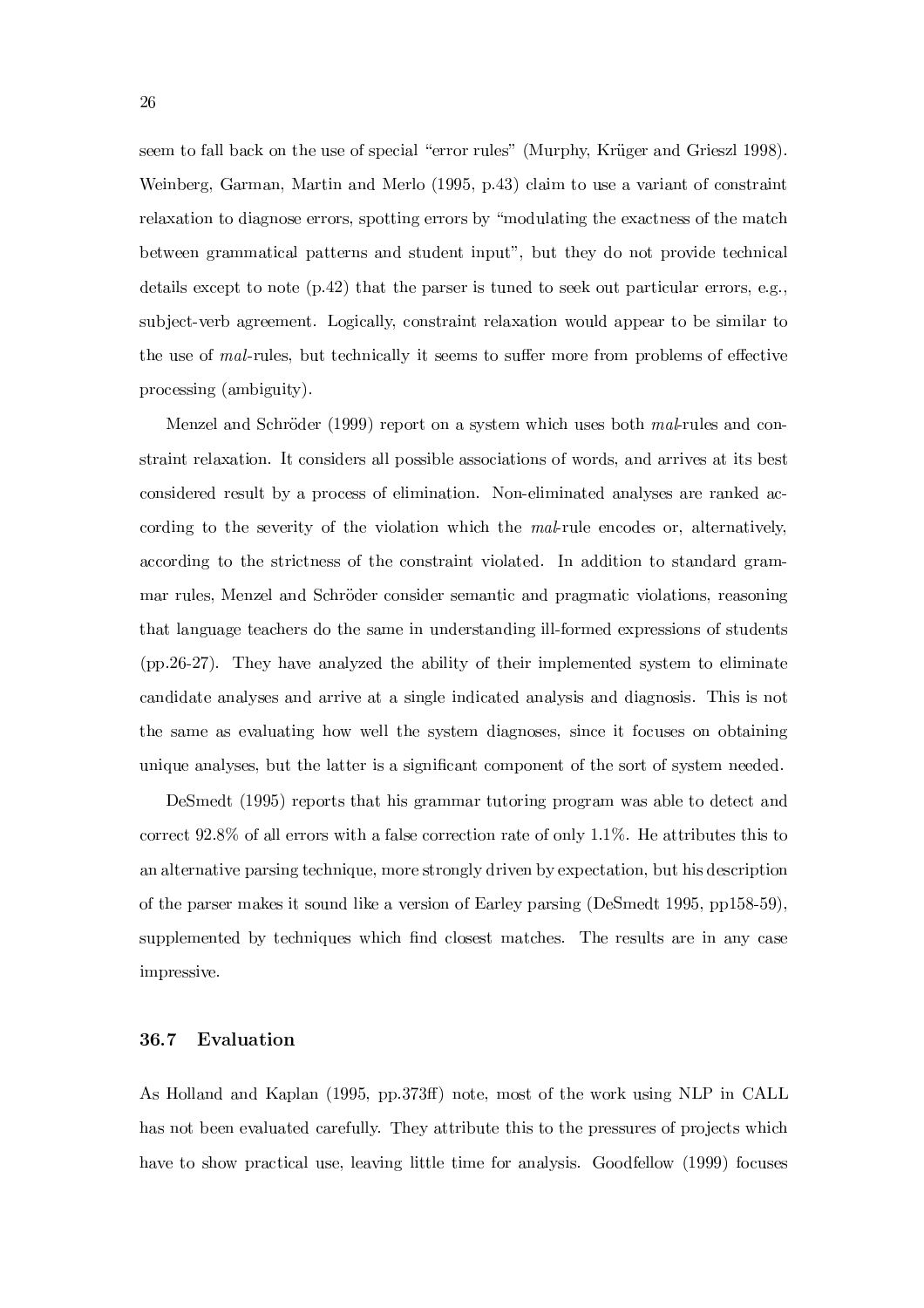seem to fall back on the use of special "error rules" (Murphy, Krüger and Grieszl 1998). Weinberg, Garman, Martin and Merlo (1995, p.43) claim to use a variant of constraint relaxation to diagnose errors, spotting errors by "modulating the exactness of the match between grammatical patterns and student input", but they do not provide technical details except to note (p.42) that the parser is tuned to seek out particular errors, e.g., subject-verb agreement. Logically, constraint relaxation would appear to be similar to the use of *mal*-rules, but technically it seems to suffer more from problems of effective processing (ambiguity).

Menzel and Schröder (1999) report on a system which uses both *mal*-rules and constraint relaxation. It considers all possible associations of words, and arrives at its best considered result by a process of elimination. Non-eliminated analyses are ranked according to the severity of the violation which the *mal*-rule encodes or, alternatively, according to the strictness of the constraint violated. In addition to standard grammar rules, Menzel and Schröder consider semantic and pragmatic violations, reasoning that language teachers do the same in understanding ill-formed expressions of students (pp.26-27). They have analyzed the ability of their implemented system to eliminate candidate analyses and arrive at a single indicated analysis and diagnosis. This is not the same as evaluating how well the system diagnoses, since it focuses on obtaining unique analyses, but the latter is a significant component of the sort of system needed.

DeSmedt (1995) reports that his grammar tutoring program was able to detect and correct 92.8% of all errors with a false correction rate of only 1.1%. He attributes this to an alternative parsing technique, more strongly driven by expectation, but his description of the parser makes it sound like a version of Earley parsing (DeSmedt 1995, pp158-59), supplemented by techniques which find closest matches. The results are in any case impressive.

### 36.7 Evaluation

As Holland and Kaplan (1995, pp.373ff) note, most of the work using NLP in CALL has not been evaluated carefully. They attribute this to the pressures of projects which have to show practical use, leaving little time for analysis. Goodfellow (1999) focuses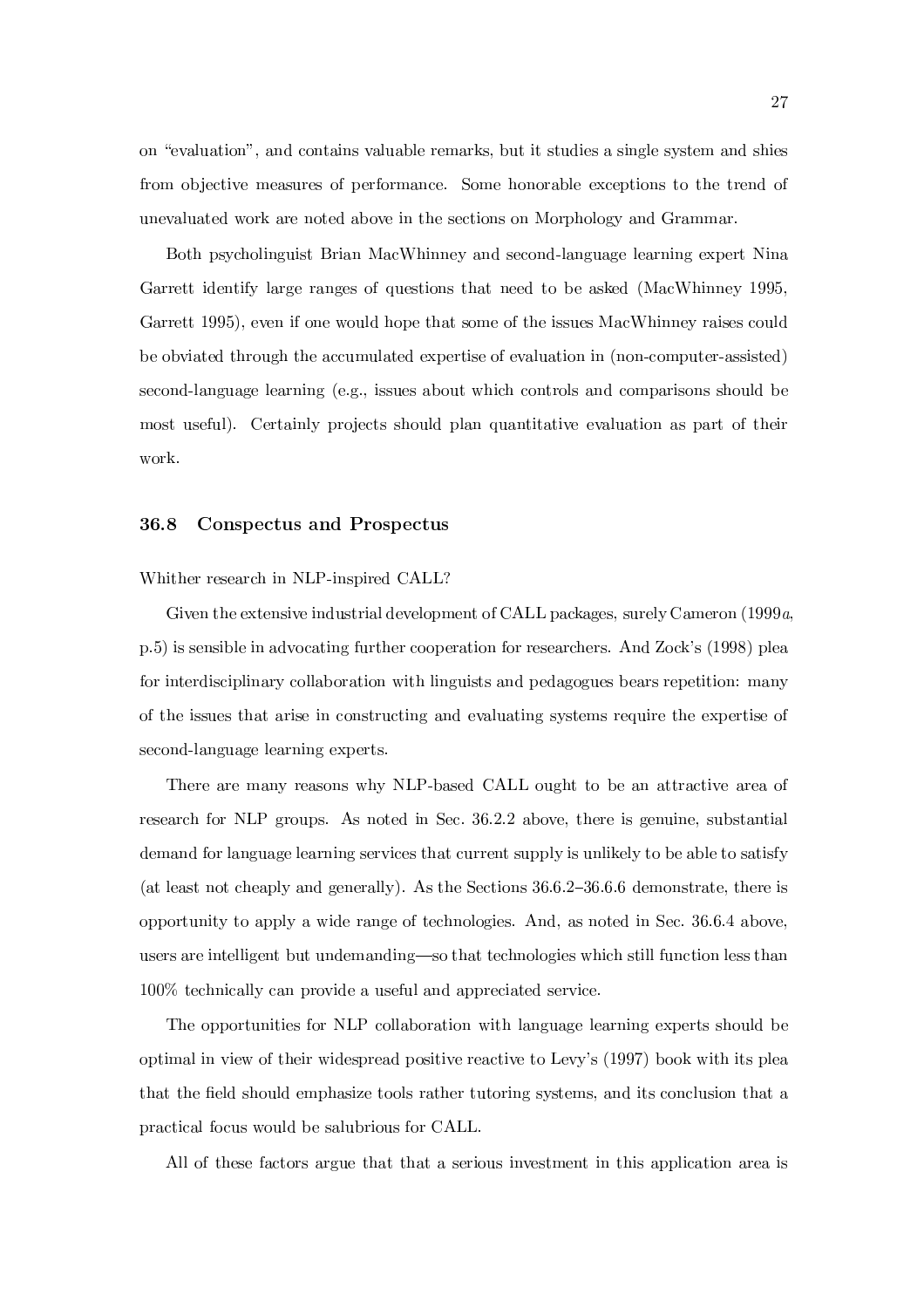on "evaluation", and contains valuable remarks, but it studies a single system and shies from objective measures of performance. Some honorable exceptions to the trend of unevaluated work are noted above in the sections on Morphology and Grammar.

Both psycholinguist Brian MacWhinney and second-language learning expert Nina Garrett identify large ranges of questions that need to be asked (MacWhinney 1995, Garrett 1995), even if one would hope that some of the issues MacWhinney raises could be obviated through the accumulated expertise of evaluation in (non-computer-assisted) second-language learning (e.g., issues about which controls and comparisons should be most useful). Certainly projects should plan quantitative evaluation as part of their work.

### 36.8 Conspectus and Prospectus

Whither research in NLP-inspired CALL?

Given the extensive industrial development of CALL packages, surely Cameron (1999*a*, p.5) is sensible in advocating further cooperation for researchers. And Zock's (1998) plea for interdisciplinary collaboration with linguists and pedagogues bears repetition: many of the issues that arise in constructing and evaluating systems require the expertise of second-language learning experts.

There are many reasons why NLP-based CALL ought to be an attractive area of research for NLP groups. As noted in Sec. 36.2.2 above, there is genuine, substantial demand for language learning services that current supply is unlikely to be able to satisfy (at least not cheaply and generally). As the Sections 36.6.2–36.6.6 demonstrate, there is opportunity to apply a wide range of technologies. And, as noted in Sec. 36.6.4 above, users are intelligent but undemanding—so that technologies which still function less than 100% technically can provide a useful and appreciated service.

The opportunities for NLP collaboration with language learning experts should be optimal in view of their widespread positive reactive to Levy's (1997) book with its plea that the field should emphasize tools rather tutoring systems, and its conclusion that a practical focus would be salubrious for CALL.

All of these factors argue that that a serious investment in this application area is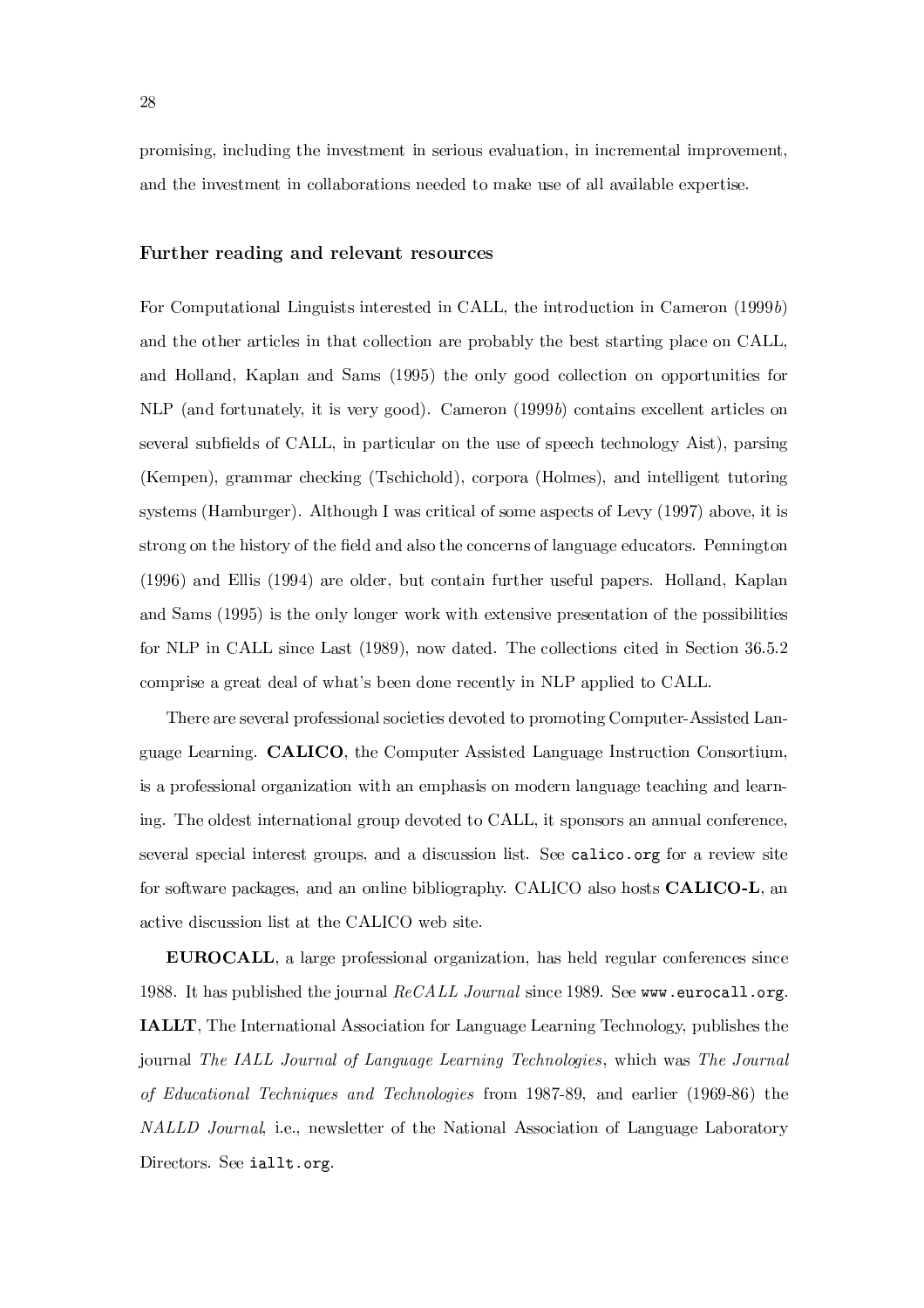promising, including the investment in serious evaluation, in incremental improvement, and the investment in collaborations needed to make use of all available expertise.

### Further reading and relevant resources

For Computational Linguists interested in CALL, the introduction in Cameron (1999*b*) and the other articles in that collection are probably the best starting place on CALL, and Holland, Kaplan and Sams (1995) the only good collection on opportunities for NLP (and fortunately, it is very good). Cameron (1999*b*) contains excellent articles on several subfields of CALL, in particular on the use of speech technology Aist), parsing (Kempen), grammar checking (Tschichold), corpora (Holmes), and intelligent tutoring systems (Hamburger). Although I was critical of some aspects of Levy (1997) above, it is strong on the history of the field and also the concerns of language educators. Pennington (1996) and Ellis (1994) are older, but contain further useful papers. Holland, Kaplan and Sams (1995) is the only longer work with extensive presentation of the possibilities for NLP in CALL since Last (1989), now dated. The collections cited in Section 36.5.2 comprise a great deal of what's been done recently in NLP applied to CALL.

There are several professional societies devoted to promoting Computer-Assisted Language Learning. **CALICO**, the Computer Assisted Language Instruction Consortium, is a professional organization with an emphasis on modern language teaching and learning. The oldest international group devoted to CALL, it sponsors an annual conference, several special interest groups, and a discussion list. See `calico.org` for a review site for software packages, and an online bibliography. CALICO also hosts **CALICO-L**, an active discussion list at the CALICO web site.

**EUROCALL**, a large professional organization, has held regular conferences since 1988. It has published the journal *ReCALL Journal* since 1989. See `www.eurocall.org`. **IALLT**, The International Association for Language Learning Technology, publishes the journal *The IALL Journal of Language Learning Technologies*, which was *The Journal of Educational Techniques and Technologies* from 1987-89, and earlier (1969-86) the *NALLD Journal*, i.e., newsletter of the National Association of Language Laboratory Directors. See `iallt.org`.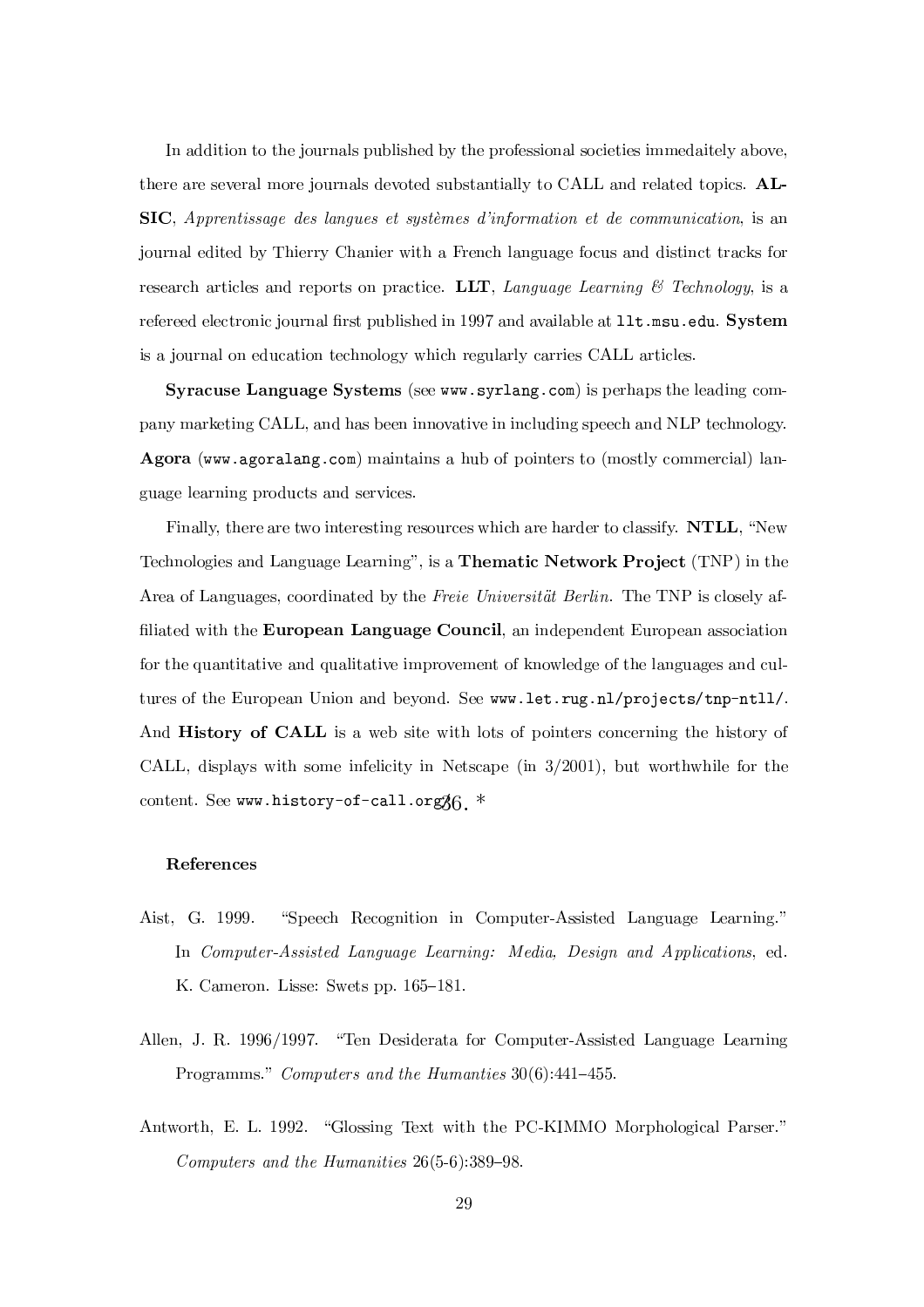In addition to the journals published by the professional societies immedaitely above, there are several more journals devoted substantially to CALL and related topics. **ALSIC**, *Apprentissage des langues et systèmes d'information et de communication*, is an journal edited by Thierry Chanier with a French language focus and distinct tracks for research articles and reports on practice. **LLT**, *Language Learning & Technology*, is a refereed electronic journal first published in 1997 and available at `llt.msu.edu`. **System** is a journal on education technology which regularly carries CALL articles.

**Syracuse Language Systems** (see `www.syrlang.com`) is perhaps the leading company marketing CALL, and has been innovative in including speech and NLP technology. **Agora** (`www.agoralang.com`) maintains a hub of pointers to (mostly commercial) language learning products and services.

Finally, there are two interesting resources which are harder to classify. **NTLL**, "New Technologies and Language Learning", is a **Thematic Network Project** (TNP) in the Area of Languages, coordinated by the *Freie Universität Berlin*. The TNP is closely affiliated with the **European Language Council**, an independent European association for the quantitative and qualitative improvement of knowledge of the languages and cultures of the European Union and beyond. See `www.let.rug.nl/projects/tnp-ntll/`. And **History of CALL** is a web site with lots of pointers concerning the history of CALL, displays with some infelicity in Netscape (in 3/2001), but worthwhile for the content. See `www.history-of-call.org/`36. *

**References**

Aist, G. 1999. "Speech Recognition in Computer-Assisted Language Learning." In *Computer-Assisted Language Learning: Media, Design and Applications*, ed. K. Cameron. Lisse: Swets pp. 165–181.

Allen, J. R. 1996/1997. "Ten Desiderata for Computer-Assisted Language Learning Programms." *Computers and the Humanties* 30(6):441–455.

Antworth, E. L. 1992. "Glossing Text with the PC-KIMMO Morphological Parser." *Computers and the Humanities* 26(5-6):389–98.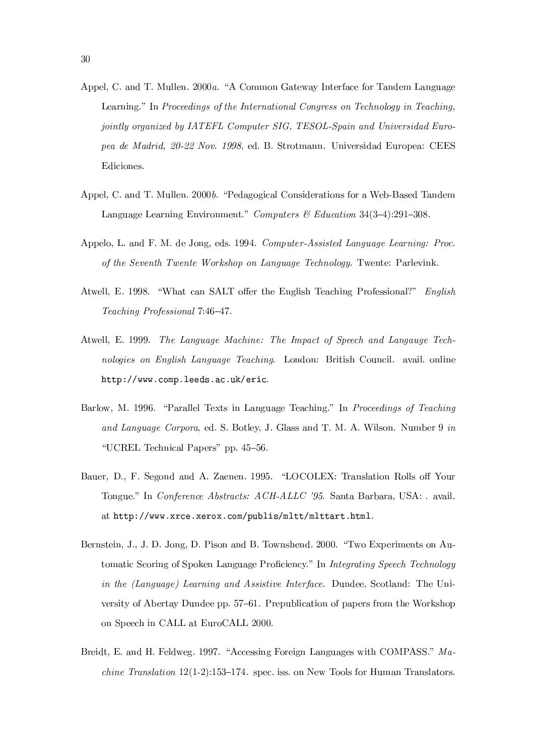Appel, C. and T. Mullen. 2000*a*. "A Common Gateway Interface for Tandem Language Learning." In *Proceedings of the International Congress on Technology in Teaching, jointly organized by IATEFL Computer SIG, TESOL-Spain and Universidad Europea de Madrid, 20-22 Nov. 1998*, ed. B. Strotmann. Universidad Europea: CEES Ediciones.

Appel, C. and T. Mullen. 2000*b*. "Pedagogical Considerations for a Web-Based Tandem Language Learning Environment." *Computers & Education* 34(3–4):291–308.

Appelo, L. and F. M. de Jong, eds. 1994. *Computer-Assisted Language Learning: Proc. of the Seventh Twente Workshop on Language Technology*. Twente: Parlevink.

Atwell, E. 1998. "What can SALT offer the English Teaching Professional?" *English Teaching Professional* 7:46–47.

Atwell, E. 1999. *The Language Machine: The Impact of Speech and Langauge Technologies on English Language Teaching*. London: British Council. avail. online `http://www.comp.leeds.ac.uk/eric`.

Barlow, M. 1996. "Parallel Texts in Language Teaching." In *Proceedings of Teaching and Language Corpora*, ed. S. Botley, J. Glass and T. M. A. Wilson. Number 9 *in* "UCREL Technical Papers" pp. 45–56.

Bauer, D., F. Segond and A. Zaenen. 1995. "LOCOLEX: Translation Rolls off Your Tongue." In *Conference Abstracts: ACH-ALLC '95*. Santa Barbara, USA: . avail. at `http://www.xrce.xerox.com/publis/mltt/mlttart.html`.

Bernstein, J., J. D. Jong, D. Pison and B. Townshend. 2000. "Two Experiments on Automatic Scoring of Spoken Language Proficiency." In *Integrating Speech Technology in the (Language) Learning and Assistive Interface*. Dundee, Scotland: The University of Abertay Dundee pp. 57–61. Prepublication of papers from the Workshop on Speech in CALL at EuroCALL 2000.

Breidt, E. and H. Feldweg. 1997. "Accessing Foreign Languages with COMPASS." *Machine Translation* 12(1-2):153–174. spec. iss. on New Tools for Human Translators.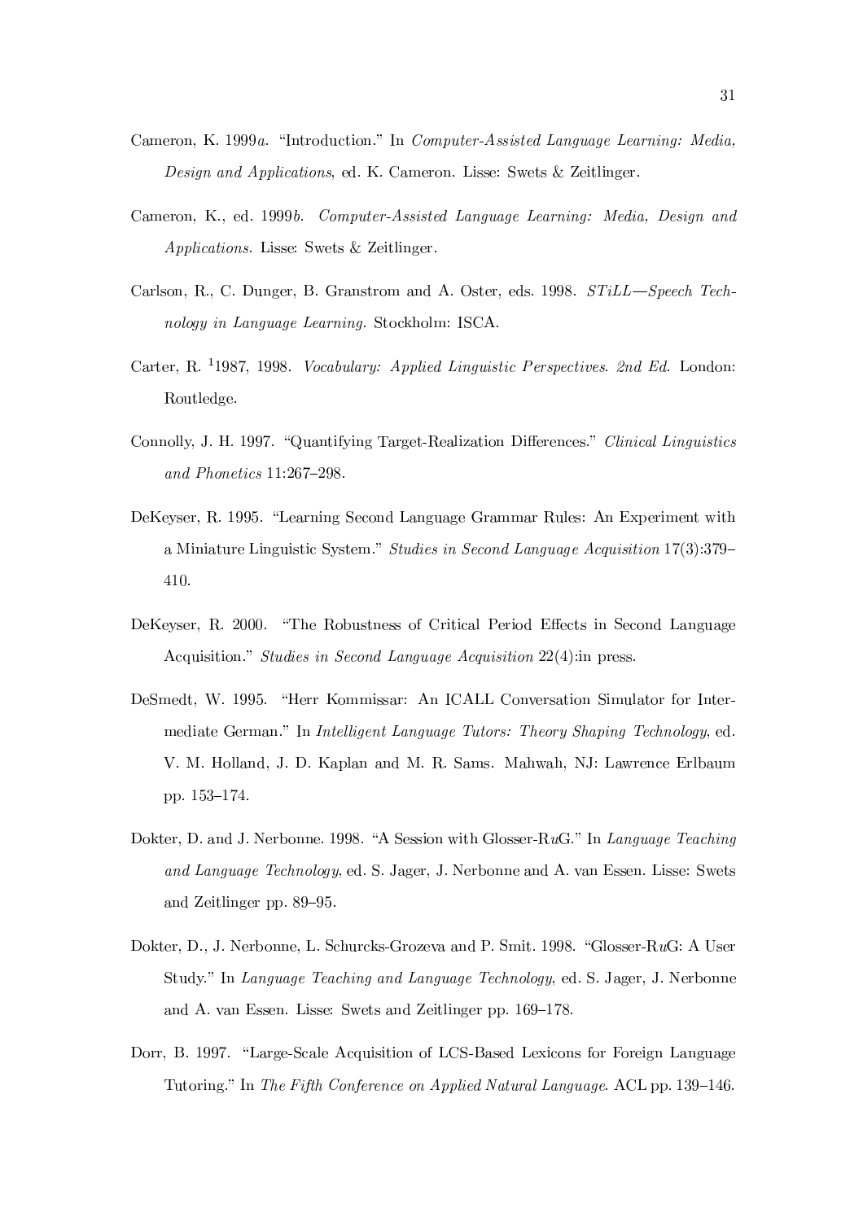Cameron, K. 1999*a*. "Introduction." In *Computer-Assisted Language Learning: Media, Design and Applications*, ed. K. Cameron. Lisse: Swets & Zeitlinger.

Cameron, K., ed. 1999*b*. *Computer-Assisted Language Learning: Media, Design and Applications*. Lisse: Swets & Zeitlinger.

Carlson, R., C. Dunger, B. Granstrom and A. Oster, eds. 1998. *STiLL—Speech Technology in Language Learning*. Stockholm: ISCA.

Carter, R. [1]1987, 1998. *Vocabulary: Applied Linguistic Perspectives*. *2nd Ed*. London: Routledge.

Connolly, J. H. 1997. "Quantifying Target-Realization Differences." *Clinical Linguistics and Phonetics* 11:267–298.

DeKeyser, R. 1995. "Learning Second Language Grammar Rules: An Experiment with a Miniature Linguistic System." *Studies in Second Language Acquisition* 17(3):379–410.

DeKeyser, R. 2000. "The Robustness of Critical Period Effects in Second Language Acquisition." *Studies in Second Language Acquisition* 22(4):in press.

DeSmedt, W. 1995. "Herr Kommissar: An ICALL Conversation Simulator for Intermediate German." In *Intelligent Language Tutors: Theory Shaping Technology*, ed. V. M. Holland, J. D. Kaplan and M. R. Sams. Mahwah, NJ: Lawrence Erlbaum pp. 153–174.

Dokter, D. and J. Nerbonne. 1998. "A Session with Glosser-R*u*G." In *Language Teaching and Language Technology*, ed. S. Jager, J. Nerbonne and A. van Essen. Lisse: Swets and Zeitlinger pp. 89–95.

Dokter, D., J. Nerbonne, L. Schurcks-Grozeva and P. Smit. 1998. "Glosser-R*u*G: A User Study." In *Language Teaching and Language Technology*, ed. S. Jager, J. Nerbonne and A. van Essen. Lisse: Swets and Zeitlinger pp. 169–178.

Dorr, B. 1997. "Large-Scale Acquisition of LCS-Based Lexicons for Foreign Language Tutoring." In *The Fifth Conference on Applied Natural Language*. ACL pp. 139–146.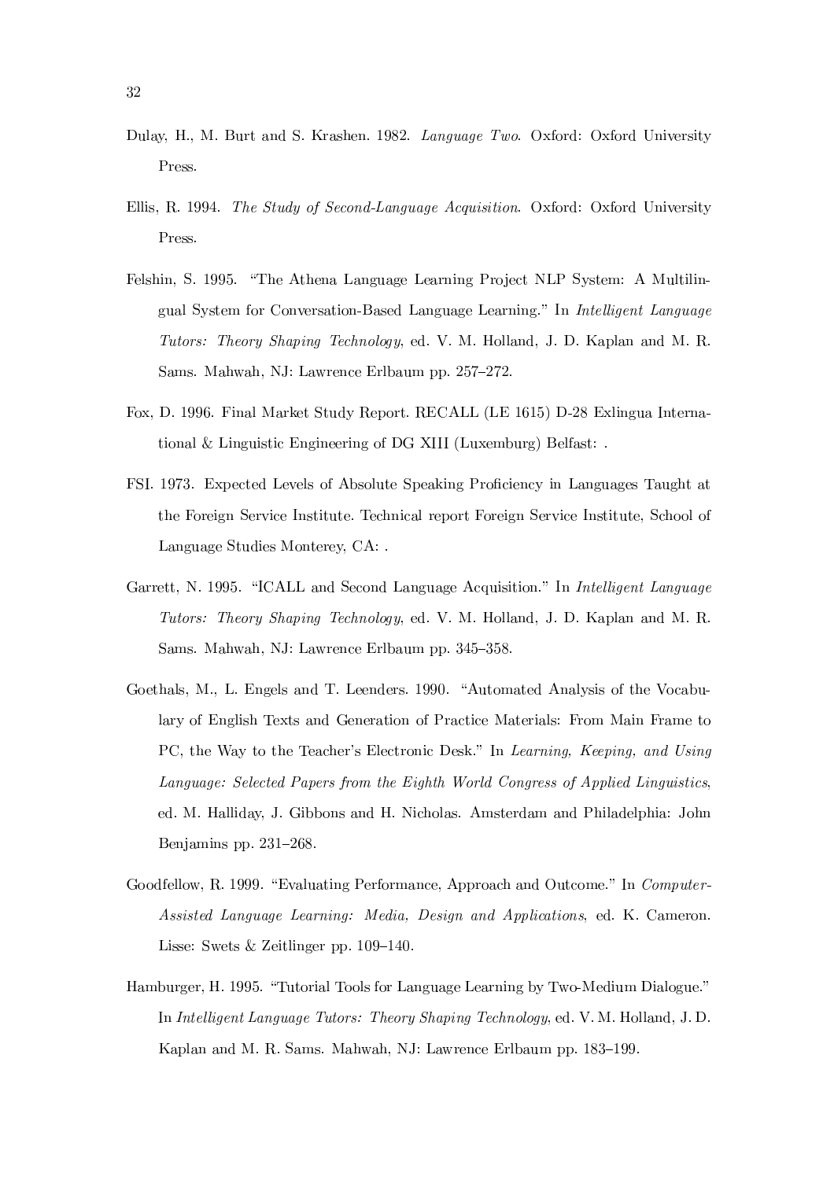Dulay, H., M. Burt and S. Krashen. 1982. *Language Two*. Oxford: Oxford University Press.

Ellis, R. 1994. *The Study of Second-Language Acquisition*. Oxford: Oxford University Press.

Felshin, S. 1995. "The Athena Language Learning Project NLP System: A Multilingual System for Conversation-Based Language Learning." In *Intelligent Language Tutors: Theory Shaping Technology*, ed. V. M. Holland, J. D. Kaplan and M. R. Sams. Mahwah, NJ: Lawrence Erlbaum pp. 257–272.

Fox, D. 1996. Final Market Study Report. RECALL (LE 1615) D-28 Exlingua International & Linguistic Engineering of DG XIII (Luxemburg) Belfast: .

FSI. 1973. Expected Levels of Absolute Speaking Proficiency in Languages Taught at the Foreign Service Institute. Technical report Foreign Service Institute, School of Language Studies Monterey, CA: .

Garrett, N. 1995. "ICALL and Second Language Acquisition." In *Intelligent Language Tutors: Theory Shaping Technology*, ed. V. M. Holland, J. D. Kaplan and M. R. Sams. Mahwah, NJ: Lawrence Erlbaum pp. 345–358.

Goethals, M., L. Engels and T. Leenders. 1990. "Automated Analysis of the Vocabulary of English Texts and Generation of Practice Materials: From Main Frame to PC, the Way to the Teacher's Electronic Desk." In *Learning, Keeping, and Using Language: Selected Papers from the Eighth World Congress of Applied Linguistics*, ed. M. Halliday, J. Gibbons and H. Nicholas. Amsterdam and Philadelphia: John Benjamins pp. 231–268.

Goodfellow, R. 1999. "Evaluating Performance, Approach and Outcome." In *Computer-Assisted Language Learning: Media, Design and Applications*, ed. K. Cameron. Lisse: Swets & Zeitlinger pp. 109–140.

Hamburger, H. 1995. "Tutorial Tools for Language Learning by Two-Medium Dialogue." In *Intelligent Language Tutors: Theory Shaping Technology*, ed. V. M. Holland, J. D. Kaplan and M. R. Sams. Mahwah, NJ: Lawrence Erlbaum pp. 183–199.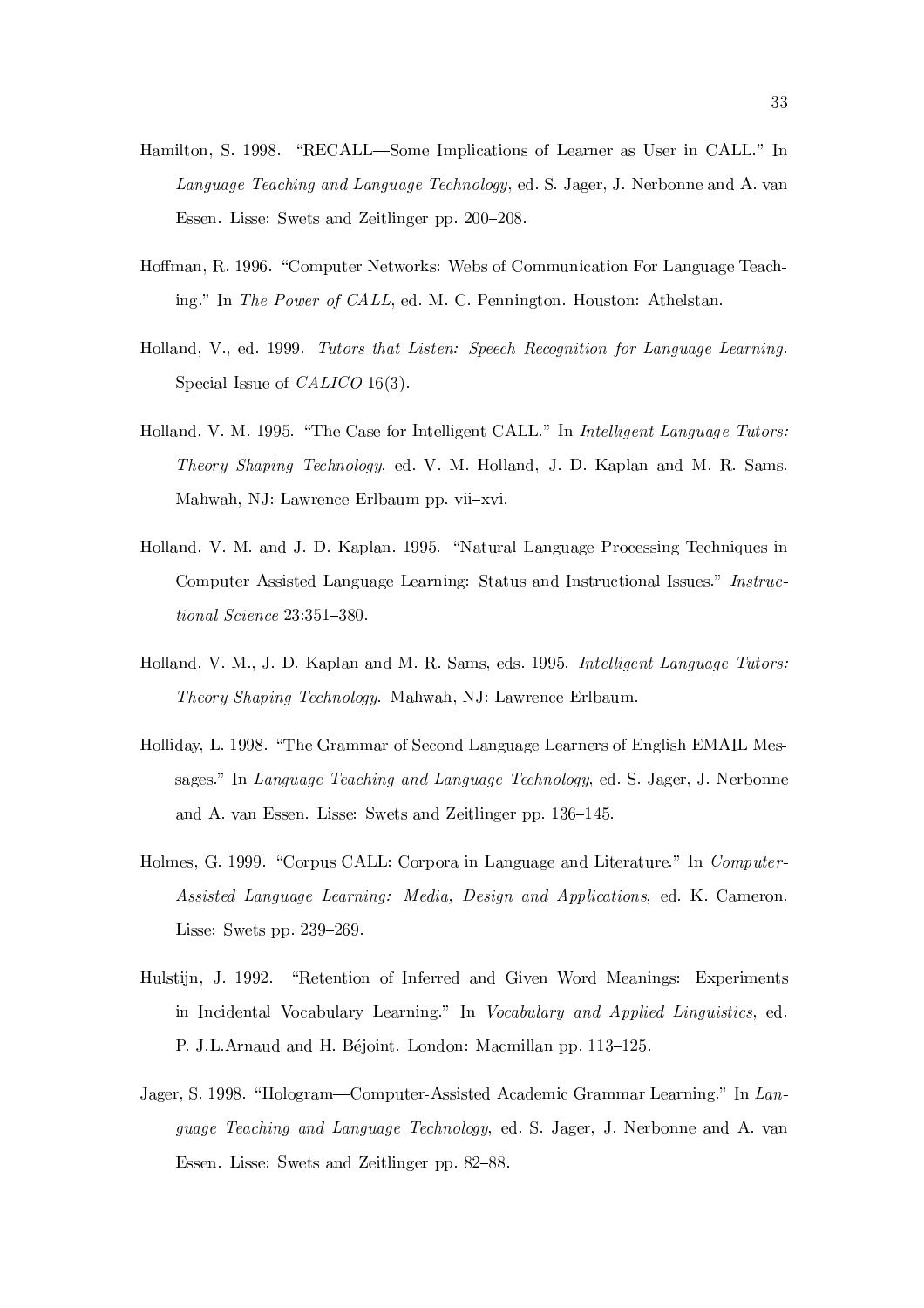Hamilton, S. 1998. "RECALL—Some Implications of Learner as User in CALL." In *Language Teaching and Language Technology*, ed. S. Jager, J. Nerbonne and A. van Essen. Lisse: Swets and Zeitlinger pp. 200–208.

Hoffman, R. 1996. "Computer Networks: Webs of Communication For Language Teaching." In *The Power of CALL*, ed. M. C. Pennington. Houston: Athelstan.

Holland, V., ed. 1999. *Tutors that Listen: Speech Recognition for Language Learning.* Special Issue of *CALICO* 16(3).

Holland, V. M. 1995. "The Case for Intelligent CALL." In *Intelligent Language Tutors: Theory Shaping Technology*, ed. V. M. Holland, J. D. Kaplan and M. R. Sams. Mahwah, NJ: Lawrence Erlbaum pp. vii–xvi.

Holland, V. M. and J. D. Kaplan. 1995. "Natural Language Processing Techniques in Computer Assisted Language Learning: Status and Instructional Issues." *Instructional Science* 23:351–380.

Holland, V. M., J. D. Kaplan and M. R. Sams, eds. 1995. *Intelligent Language Tutors: Theory Shaping Technology.* Mahwah, NJ: Lawrence Erlbaum.

Holliday, L. 1998. "The Grammar of Second Language Learners of English EMAIL Messages." In *Language Teaching and Language Technology*, ed. S. Jager, J. Nerbonne and A. van Essen. Lisse: Swets and Zeitlinger pp. 136–145.

Holmes, G. 1999. "Corpus CALL: Corpora in Language and Literature." In *Computer-Assisted Language Learning: Media, Design and Applications*, ed. K. Cameron. Lisse: Swets pp. 239–269.

Hulstijn, J. 1992. "Retention of Inferred and Given Word Meanings: Experiments in Incidental Vocabulary Learning." In *Vocabulary and Applied Linguistics*, ed. P. J.L.Arnaud and H. Béjoint. London: Macmillan pp. 113–125.

Jager, S. 1998. "Hologram—Computer-Assisted Academic Grammar Learning." In *Language Teaching and Language Technology*, ed. S. Jager, J. Nerbonne and A. van Essen. Lisse: Swets and Zeitlinger pp. 82–88.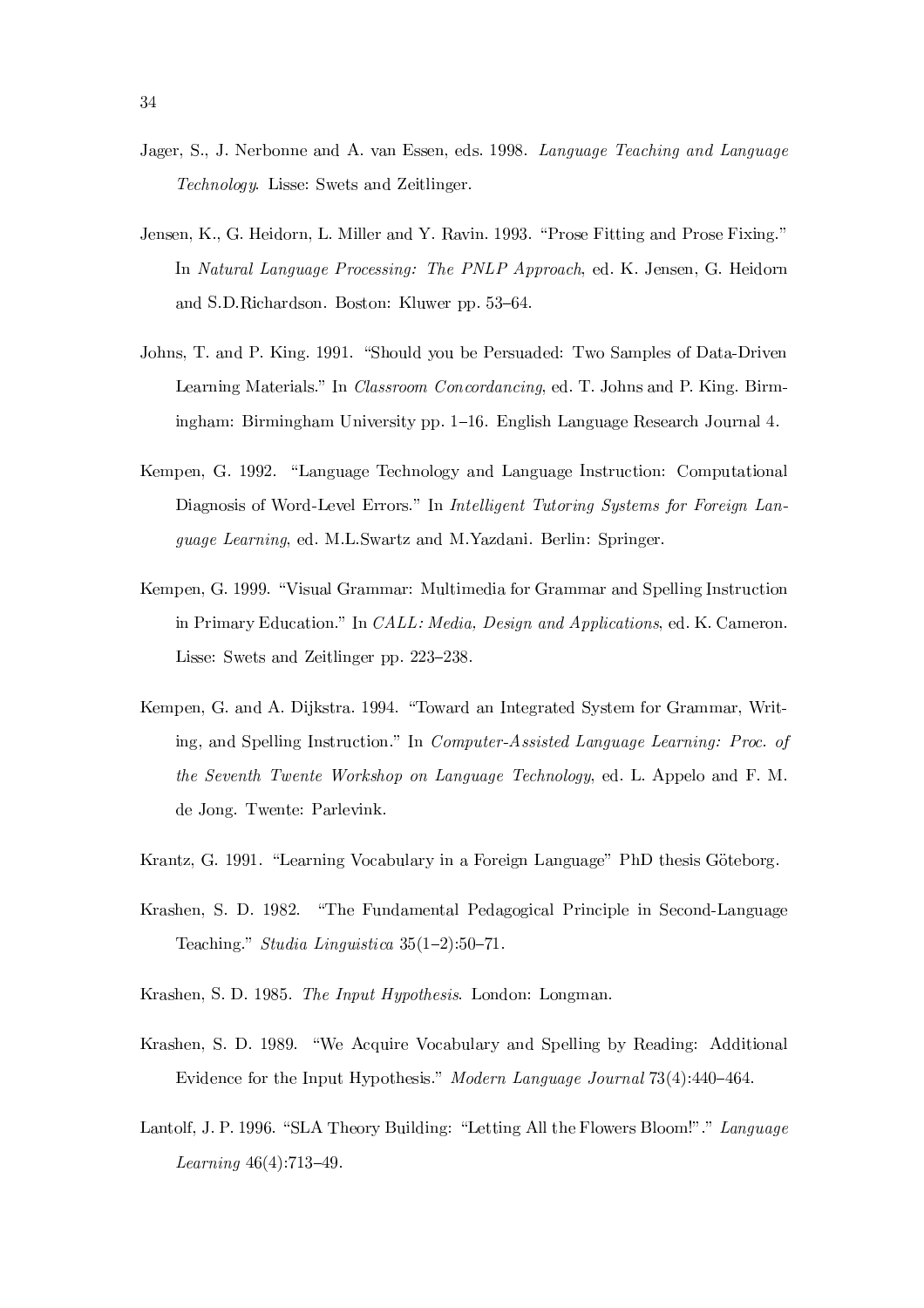Jager, S., J. Nerbonne and A. van Essen, eds. 1998. *Language Teaching and Language Technology*. Lisse: Swets and Zeitlinger.

Jensen, K., G. Heidorn, L. Miller and Y. Ravin. 1993. "Prose Fitting and Prose Fixing." In *Natural Language Processing: The PNLP Approach*, ed. K. Jensen, G. Heidorn and S.D.Richardson. Boston: Kluwer pp. 53–64.

Johns, T. and P. King. 1991. "Should you be Persuaded: Two Samples of Data-Driven Learning Materials." In *Classroom Concordancing*, ed. T. Johns and P. King. Birmingham: Birmingham University pp. 1–16. English Language Research Journal 4.

Kempen, G. 1992. "Language Technology and Language Instruction: Computational Diagnosis of Word-Level Errors." In *Intelligent Tutoring Systems for Foreign Language Learning*, ed. M.L.Swartz and M.Yazdani. Berlin: Springer.

Kempen, G. 1999. "Visual Grammar: Multimedia for Grammar and Spelling Instruction in Primary Education." In *CALL: Media, Design and Applications*, ed. K. Cameron. Lisse: Swets and Zeitlinger pp. 223–238.

Kempen, G. and A. Dijkstra. 1994. "Toward an Integrated System for Grammar, Writing, and Spelling Instruction." In *Computer-Assisted Language Learning: Proc. of the Seventh Twente Workshop on Language Technology*, ed. L. Appelo and F. M. de Jong. Twente: Parlevink.

Krantz, G. 1991. "Learning Vocabulary in a Foreign Language" PhD thesis Göteborg.

Krashen, S. D. 1982. "The Fundamental Pedagogical Principle in Second-Language Teaching." *Studia Linguistica* 35(1–2):50–71.

Krashen, S. D. 1985. *The Input Hypothesis*. London: Longman.

Krashen, S. D. 1989. "We Acquire Vocabulary and Spelling by Reading: Additional Evidence for the Input Hypothesis." *Modern Language Journal* 73(4):440–464.

Lantolf, J. P. 1996. "SLA Theory Building: "Letting All the Flowers Bloom!"." *Language Learning* 46(4):713–49.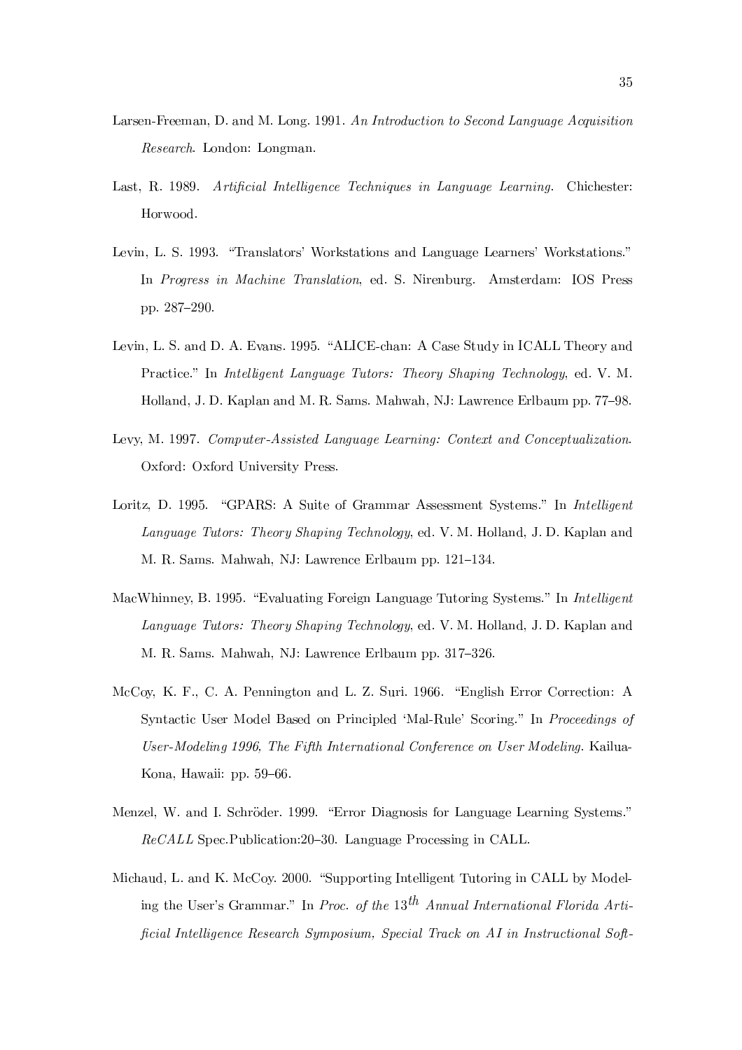Larsen-Freeman, D. and M. Long. 1991. *An Introduction to Second Language Acquisition Research*. London: Longman.

Last, R. 1989. *Artificial Intelligence Techniques in Language Learning*. Chichester: Horwood.

Levin, L. S. 1993. "Translators' Workstations and Language Learners' Workstations." In *Progress in Machine Translation*, ed. S. Nirenburg. Amsterdam: IOS Press pp. 287–290.

Levin, L. S. and D. A. Evans. 1995. "ALICE-chan: A Case Study in ICALL Theory and Practice." In *Intelligent Language Tutors: Theory Shaping Technology*, ed. V. M. Holland, J. D. Kaplan and M. R. Sams. Mahwah, NJ: Lawrence Erlbaum pp. 77–98.

Levy, M. 1997. *Computer-Assisted Language Learning: Context and Conceptualization*. Oxford: Oxford University Press.

Loritz, D. 1995. "GPARS: A Suite of Grammar Assessment Systems." In *Intelligent Language Tutors: Theory Shaping Technology*, ed. V. M. Holland, J. D. Kaplan and M. R. Sams. Mahwah, NJ: Lawrence Erlbaum pp. 121–134.

MacWhinney, B. 1995. "Evaluating Foreign Language Tutoring Systems." In *Intelligent Language Tutors: Theory Shaping Technology*, ed. V. M. Holland, J. D. Kaplan and M. R. Sams. Mahwah, NJ: Lawrence Erlbaum pp. 317–326.

McCoy, K. F., C. A. Pennington and L. Z. Suri. 1966. "English Error Correction: A Syntactic User Model Based on Principled 'Mal-Rule' Scoring." In *Proceedings of User-Modeling 1996, The Fifth International Conference on User Modeling*. Kailua-Kona, Hawaii: pp. 59–66.

Menzel, W. and I. Schröder. 1999. "Error Diagnosis for Language Learning Systems." *ReCALL* Spec.Publication:20–30. Language Processing in CALL.

Michaud, L. and K. McCoy. 2000. "Supporting Intelligent Tutoring in CALL by Modeling the User's Grammar." In *Proc. of the* $13^{th}$ *Annual International Florida Artificial Intelligence Research Symposium, Special Track on AI in Instructional Soft-*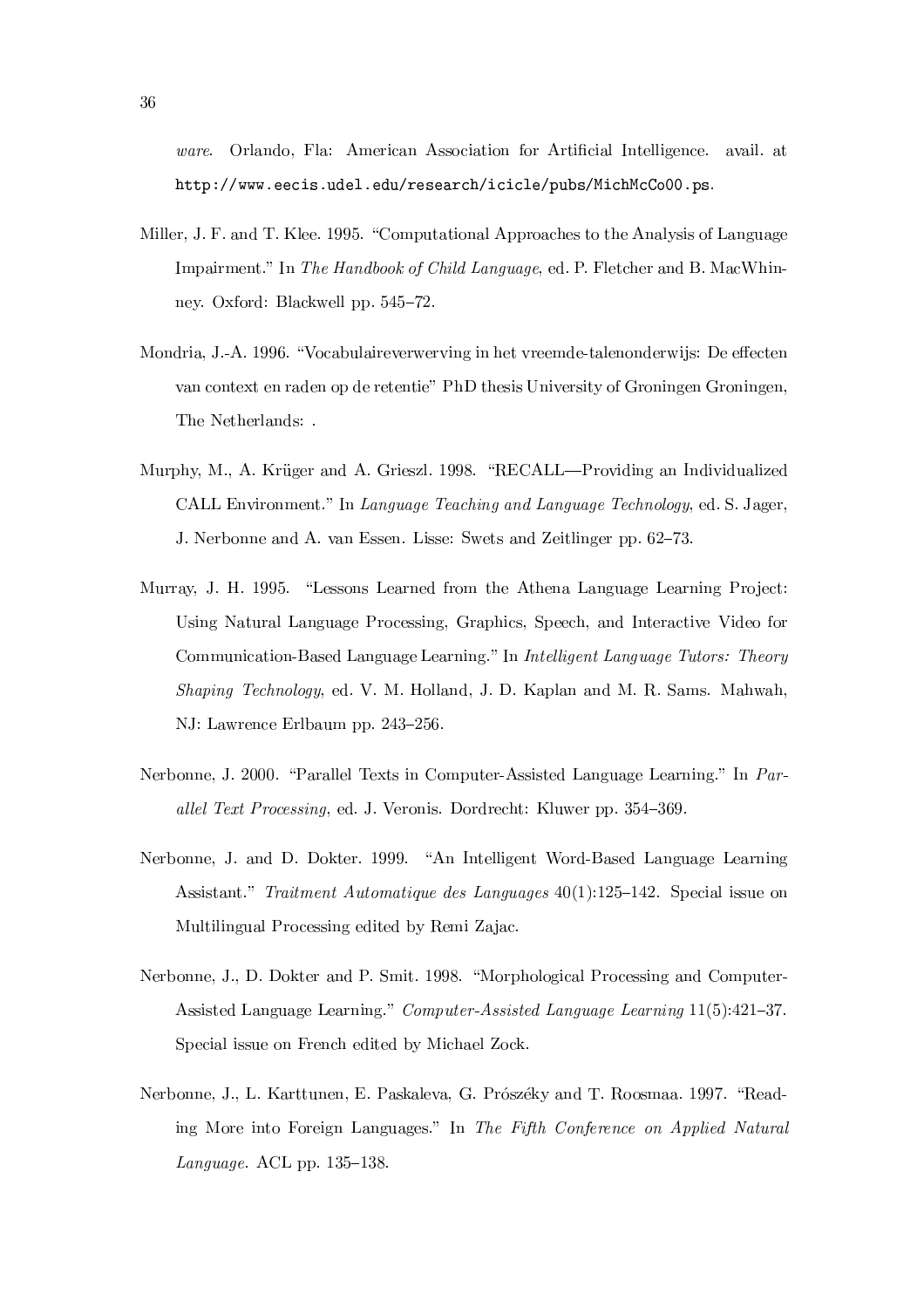*ware*. Orlando, Fla: American Association for Artificial Intelligence. avail. at `http://www.eecis.udel.edu/research/icicle/pubs/MichMcCo00.ps`.

Miller, J. F. and T. Klee. 1995. "Computational Approaches to the Analysis of Language Impairment." In *The Handbook of Child Language*, ed. P. Fletcher and B. MacWhinney. Oxford: Blackwell pp. 545–72.

Mondria, J.-A. 1996. "Vocabulaireverwerving in het vreemde-talenonderwijs: De effecten van context en raden op de retentie" PhD thesis University of Groningen Groningen, The Netherlands: .

Murphy, M., A. Krüger and A. Grieszl. 1998. "RECALL—Providing an Individualized CALL Environment." In *Language Teaching and Language Technology*, ed. S. Jager, J. Nerbonne and A. van Essen. Lisse: Swets and Zeitlinger pp. 62–73.

Murray, J. H. 1995. "Lessons Learned from the Athena Language Learning Project: Using Natural Language Processing, Graphics, Speech, and Interactive Video for Communication-Based Language Learning." In *Intelligent Language Tutors: Theory Shaping Technology*, ed. V. M. Holland, J. D. Kaplan and M. R. Sams. Mahwah, NJ: Lawrence Erlbaum pp. 243–256.

Nerbonne, J. 2000. "Parallel Texts in Computer-Assisted Language Learning." In *Parallel Text Processing*, ed. J. Veronis. Dordrecht: Kluwer pp. 354–369.

Nerbonne, J. and D. Dokter. 1999. "An Intelligent Word-Based Language Learning Assistant." *Traitment Automatique des Languages* 40(1):125–142. Special issue on Multilingual Processing edited by Remi Zajac.

Nerbonne, J., D. Dokter and P. Smit. 1998. "Morphological Processing and Computer-Assisted Language Learning." *Computer-Assisted Language Learning* 11(5):421–37. Special issue on French edited by Michael Zock.

Nerbonne, J., L. Karttunen, E. Paskaleva, G. Prószéky and T. Roosmaa. 1997. "Reading More into Foreign Languages." In *The Fifth Conference on Applied Natural Language*. ACL pp. 135–138.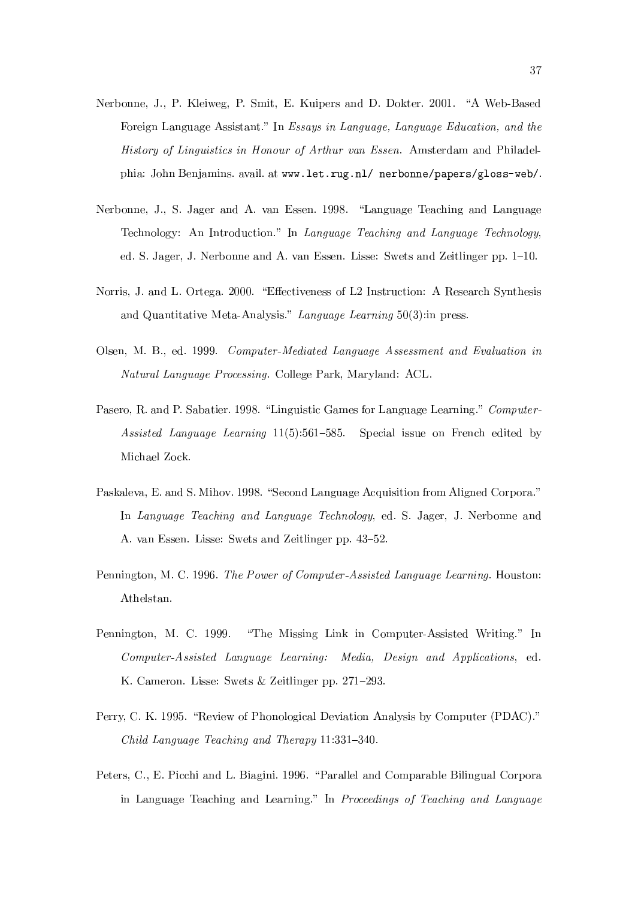Nerbonne, J., P. Kleiweg, P. Smit, E. Kuipers and D. Dokter. 2001. "A Web-Based Foreign Language Assistant." In *Essays in Language, Language Education, and the History of Linguistics in Honour of Arthur van Essen*. Amsterdam and Philadelphia: John Benjamins. avail. at `www.let.rug.nl/ nerbonne/papers/gloss-web/`.

Nerbonne, J., S. Jager and A. van Essen. 1998. "Language Teaching and Language Technology: An Introduction." In *Language Teaching and Language Technology*, ed. S. Jager, J. Nerbonne and A. van Essen. Lisse: Swets and Zeitlinger pp. 1–10.

Norris, J. and L. Ortega. 2000. "Effectiveness of L2 Instruction: A Research Synthesis and Quantitative Meta-Analysis." *Language Learning* 50(3):in press.

Olsen, M. B., ed. 1999. *Computer-Mediated Language Assessment and Evaluation in Natural Language Processing*. College Park, Maryland: ACL.

Pasero, R. and P. Sabatier. 1998. "Linguistic Games for Language Learning." *Computer-Assisted Language Learning* 11(5):561–585. Special issue on French edited by Michael Zock.

Paskaleva, E. and S. Mihov. 1998. "Second Language Acquisition from Aligned Corpora." In *Language Teaching and Language Technology*, ed. S. Jager, J. Nerbonne and A. van Essen. Lisse: Swets and Zeitlinger pp. 43–52.

Pennington, M. C. 1996. *The Power of Computer-Assisted Language Learning*. Houston: Athelstan.

Pennington, M. C. 1999. "The Missing Link in Computer-Assisted Writing." In *Computer-Assisted Language Learning: Media, Design and Applications*, ed. K. Cameron. Lisse: Swets & Zeitlinger pp. 271–293.

Perry, C. K. 1995. "Review of Phonological Deviation Analysis by Computer (PDAC)." *Child Language Teaching and Therapy* 11:331–340.

Peters, C., E. Picchi and L. Biagini. 1996. "Parallel and Comparable Bilingual Corpora in Language Teaching and Learning." In *Proceedings of Teaching and Language*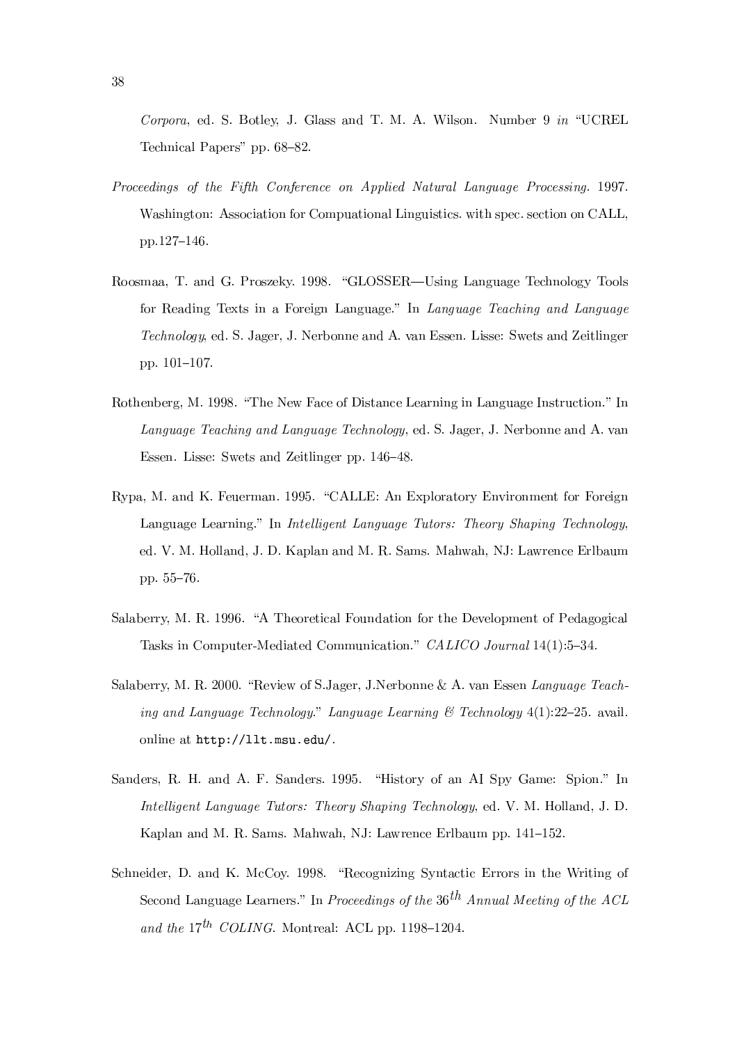*Corpora*, ed. S. Botley, J. Glass and T. M. A. Wilson. Number 9 *in* "UCREL Technical Papers" pp. 68–82.

*Proceedings of the Fifth Conference on Applied Natural Language Processing*. 1997. Washington: Association for Compuational Linguistics. with spec. section on CALL, pp.127–146.

Roosmaa, T. and G. Proszeky. 1998. "GLOSSER—Using Language Technology Tools for Reading Texts in a Foreign Language." In *Language Teaching and Language Technology*, ed. S. Jager, J. Nerbonne and A. van Essen. Lisse: Swets and Zeitlinger pp. 101–107.

Rothenberg, M. 1998. "The New Face of Distance Learning in Language Instruction." In *Language Teaching and Language Technology*, ed. S. Jager, J. Nerbonne and A. van Essen. Lisse: Swets and Zeitlinger pp. 146–48.

Rypa, M. and K. Feuerman. 1995. "CALLE: An Exploratory Environment for Foreign Language Learning." In *Intelligent Language Tutors: Theory Shaping Technology*, ed. V. M. Holland, J. D. Kaplan and M. R. Sams. Mahwah, NJ: Lawrence Erlbaum pp. 55–76.

Salaberry, M. R. 1996. "A Theoretical Foundation for the Development of Pedagogical Tasks in Computer-Mediated Communication." *CALICO Journal* 14(1):5–34.

Salaberry, M. R. 2000. "Review of S.Jager, J.Nerbonne & A. van Essen *Language Teaching and Language Technology*." *Language Learning & Technology* 4(1):22–25. avail. online at `http://llt.msu.edu/`.

Sanders, R. H. and A. F. Sanders. 1995. "History of an AI Spy Game: Spion." In *Intelligent Language Tutors: Theory Shaping Technology*, ed. V. M. Holland, J. D. Kaplan and M. R. Sams. Mahwah, NJ: Lawrence Erlbaum pp. 141–152.

Schneider, D. and K. McCoy. 1998. "Recognizing Syntactic Errors in the Writing of Second Language Learners." In *Proceedings of the* $36^{th}$ *Annual Meeting of the ACL and the* $17^{th}$ *COLING*. Montreal: ACL pp. 1198–1204.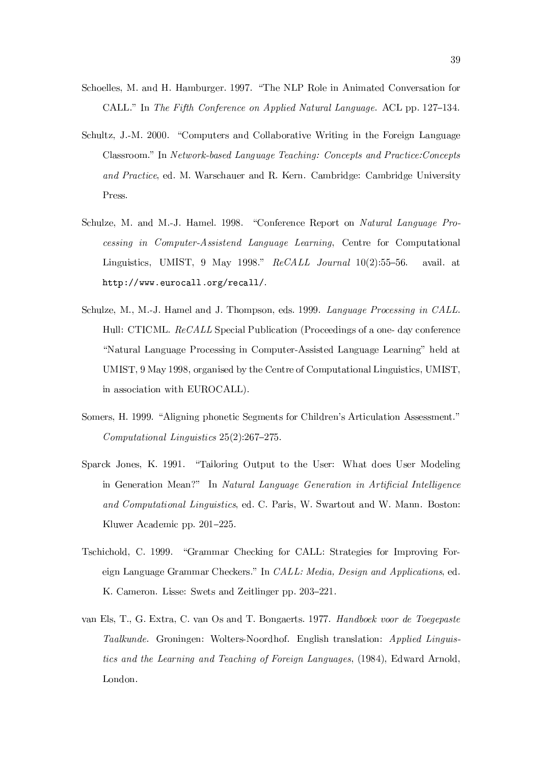Schoelles, M. and H. Hamburger. 1997. "The NLP Role in Animated Conversation for CALL." In *The Fifth Conference on Applied Natural Language*. ACL pp. 127–134.

Schultz, J.-M. 2000. "Computers and Collaborative Writing in the Foreign Language Classroom." In *Network-based Language Teaching: Concepts and Practice:Concepts and Practice*, ed. M. Warschauer and R. Kern. Cambridge: Cambridge University Press.

Schulze, M. and M.-J. Hamel. 1998. "Conference Report on *Natural Language Processing in Computer-Assistend Language Learning*, Centre for Computational Linguistics, UMIST, 9 May 1998." *ReCALL Journal* 10(2):55–56. avail. at `http://www.eurocall.org/recall/`.

Schulze, M., M.-J. Hamel and J. Thompson, eds. 1999. *Language Processing in CALL*. Hull: CTICML. *ReCALL* Special Publication (Proceedings of a one- day conference "Natural Language Processing in Computer-Assisted Language Learning" held at UMIST, 9 May 1998, organised by the Centre of Computational Linguistics, UMIST, in association with EUROCALL).

Somers, H. 1999. "Aligning phonetic Segments for Children's Articulation Assessment." *Computational Linguistics* 25(2):267–275.

Sparck Jones, K. 1991. "Tailoring Output to the User: What does User Modeling in Generation Mean?" In *Natural Language Generation in Artificial Intelligence and Computational Linguistics*, ed. C. Paris, W. Swartout and W. Mann. Boston: Kluwer Academic pp. 201–225.

Tschichold, C. 1999. "Grammar Checking for CALL: Strategies for Improving Foreign Language Grammar Checkers." In *CALL: Media, Design and Applications*, ed. K. Cameron. Lisse: Swets and Zeitlinger pp. 203–221.

van Els, T., G. Extra, C. van Os and T. Bongaerts. 1977. *Handboek voor de Toegepaste Taalkunde*. Groningen: Wolters-Noordhof. English translation: *Applied Linguistics and the Learning and Teaching of Foreign Languages*, (1984), Edward Arnold, London.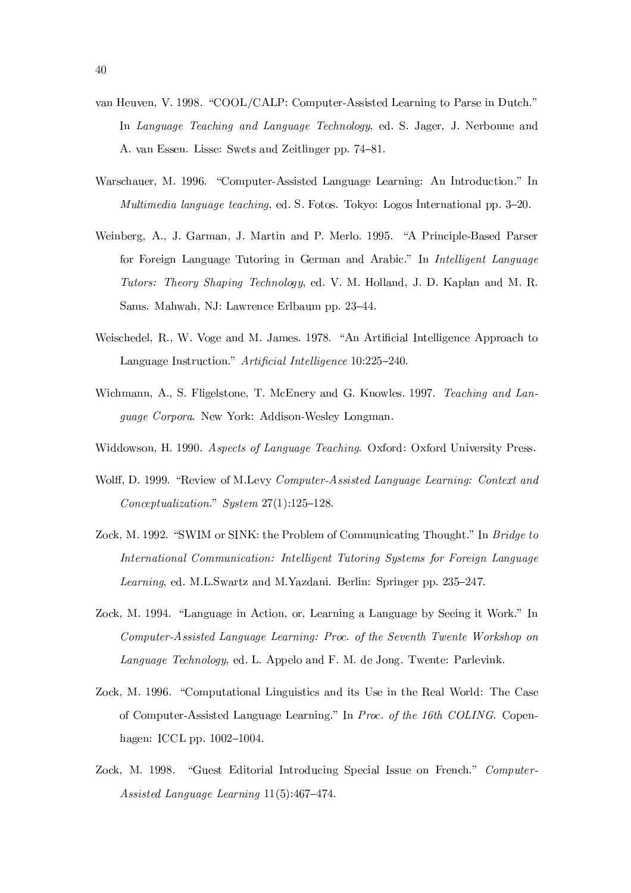van Heuven, V. 1998. "COOL/CALP: Computer-Assisted Learning to Parse in Dutch." In *Language Teaching and Language Technology*, ed. S. Jager, J. Nerbonne and A. van Essen. Lisse: Swets and Zeitlinger pp. 74–81.

Warschauer, M. 1996. "Computer-Assisted Language Learning: An Introduction." In *Multimedia language teaching*, ed. S. Fotos. Tokyo: Logos International pp. 3–20.

Weinberg, A., J. Garman, J. Martin and P. Merlo. 1995. "A Principle-Based Parser for Foreign Language Tutoring in German and Arabic." In *Intelligent Language Tutors: Theory Shaping Technology*, ed. V. M. Holland, J. D. Kaplan and M. R. Sams. Mahwah, NJ: Lawrence Erlbaum pp. 23–44.

Weischedel, R., W. Voge and M. James. 1978. "An Artificial Intelligence Approach to Language Instruction." *Artificial Intelligence* 10:225–240.

Wichmann, A., S. Fligelstone, T. McEnery and G. Knowles. 1997. *Teaching and Language Corpora*. New York: Addison-Wesley Longman.

Widdowson, H. 1990. *Aspects of Language Teaching*. Oxford: Oxford University Press.

Wolff, D. 1999. "Review of M.Levy *Computer-Assisted Language Learning: Context and Conceptualization*." *System* 27(1):125–128.

Zock, M. 1992. "SWIM or SINK: the Problem of Communicating Thought." In *Bridge to International Communication: Intelligent Tutoring Systems for Foreign Language Learning*, ed. M.L.Swartz and M.Yazdani. Berlin: Springer pp. 235–247.

Zock, M. 1994. "Language in Action, or, Learning a Language by Seeing it Work." In *Computer-Assisted Language Learning: Proc. of the Seventh Twente Workshop on Language Technology*, ed. L. Appelo and F. M. de Jong. Twente: Parlevink.

Zock, M. 1996. "Computational Linguistics and its Use in the Real World: The Case of Computer-Assisted Language Learning." In *Proc. of the 16th COLING*. Copenhagen: ICCL pp. 1002–1004.

Zock, M. 1998. "Guest Editorial Introducing Special Issue on French." *Computer-Assisted Language Learning* 11(5):467–474.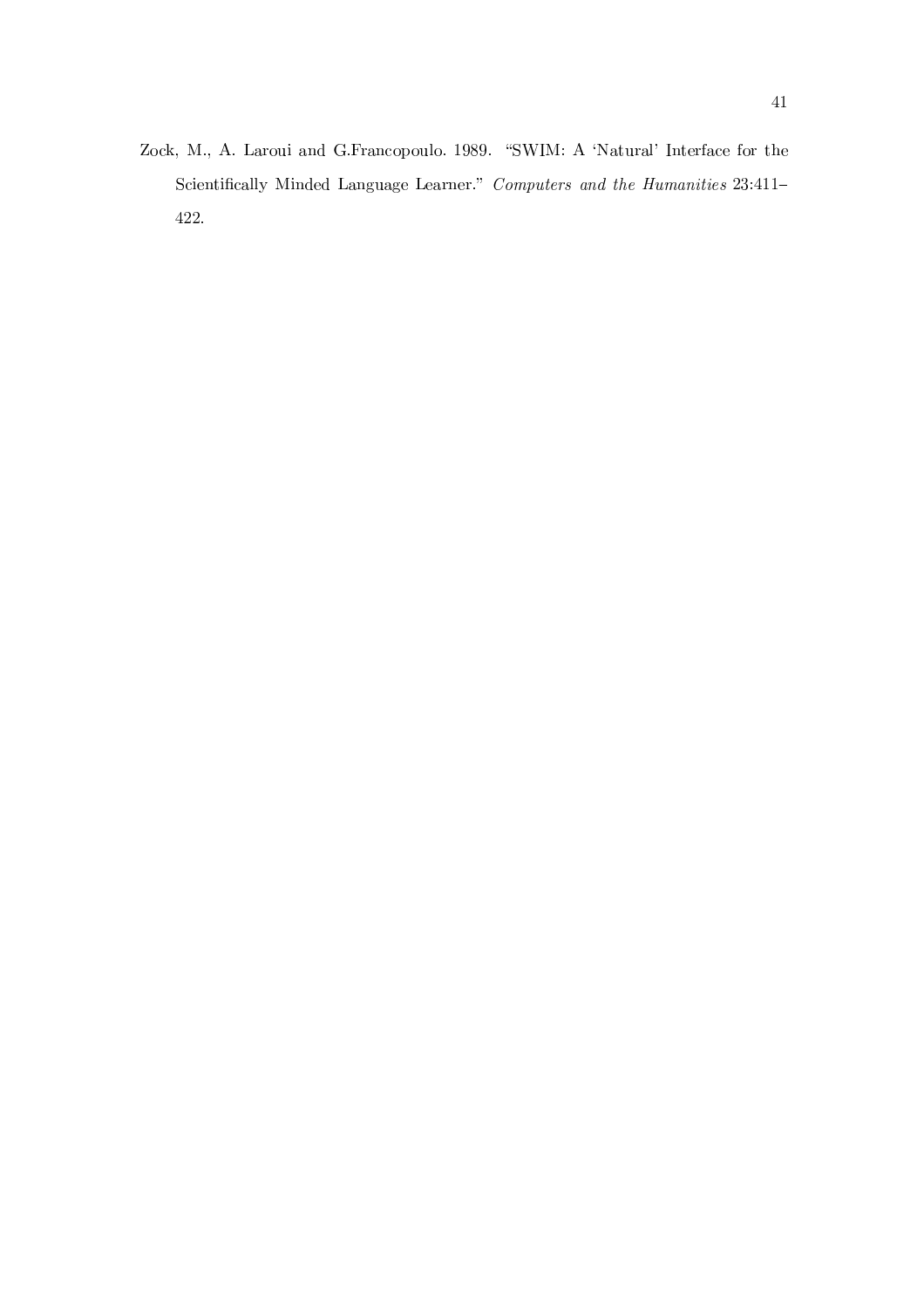Zock, M., A. Laroui and G.Francopoulo. 1989. "SWIM: A 'Natural' Interface for the Scientifically Minded Language Learner." *Computers and the Humanities* 23:411–422.